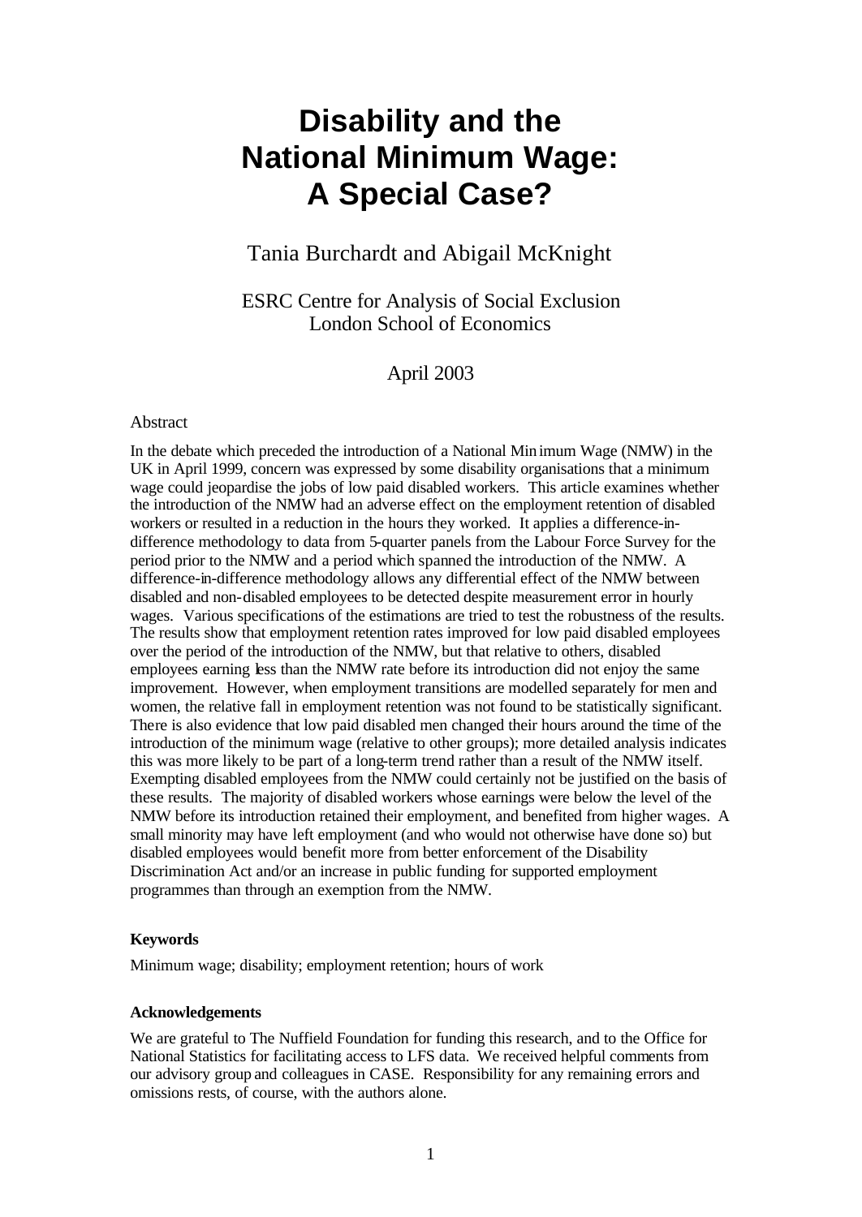# Disability and the National Minimum Wage: A Special Case?

Tania Burchardt and Abigail McKnight

ESRC Centre for Analysis of Social Exclusion
London School of Economics

April 2003

Abstract

In the debate which preceded the introduction of a National Minimum Wage (NMW) in the UK in April 1999, concern was expressed by some disability organisations that a minimum wage could jeopardise the jobs of low paid disabled workers. This article examines whether the introduction of the NMW had an adverse effect on the employment retention of disabled workers or resulted in a reduction in the hours they worked. It applies a difference-in-difference methodology to data from 5-quarter panels from the Labour Force Survey for the period prior to the NMW and a period which spanned the introduction of the NMW. A difference-in-difference methodology allows any differential effect of the NMW between disabled and non-disabled employees to be detected despite measurement error in hourly wages. Various specifications of the estimations are tried to test the robustness of the results. The results show that employment retention rates improved for low paid disabled employees over the period of the introduction of the NMW, but that relative to others, disabled employees earning less than the NMW rate before its introduction did not enjoy the same improvement. However, when employment transitions are modelled separately for men and women, the relative fall in employment retention was not found to be statistically significant. There is also evidence that low paid disabled men changed their hours around the time of the introduction of the minimum wage (relative to other groups); more detailed analysis indicates this was more likely to be part of a long-term trend rather than a result of the NMW itself. Exempting disabled employees from the NMW could certainly not be justified on the basis of these results. The majority of disabled workers whose earnings were below the level of the NMW before its introduction retained their employment, and benefited from higher wages. A small minority may have left employment (and who would not otherwise have done so) but disabled employees would benefit more from better enforcement of the Disability Discrimination Act and/or an increase in public funding for supported employment programmes than through an exemption from the NMW.

**Keywords**

Minimum wage; disability; employment retention; hours of work

**Acknowledgements**

We are grateful to The Nuffield Foundation for funding this research, and to the Office for National Statistics for facilitating access to LFS data. We received helpful comments from our advisory group and colleagues in CASE. Responsibility for any remaining errors and omissions rests, of course, with the authors alone.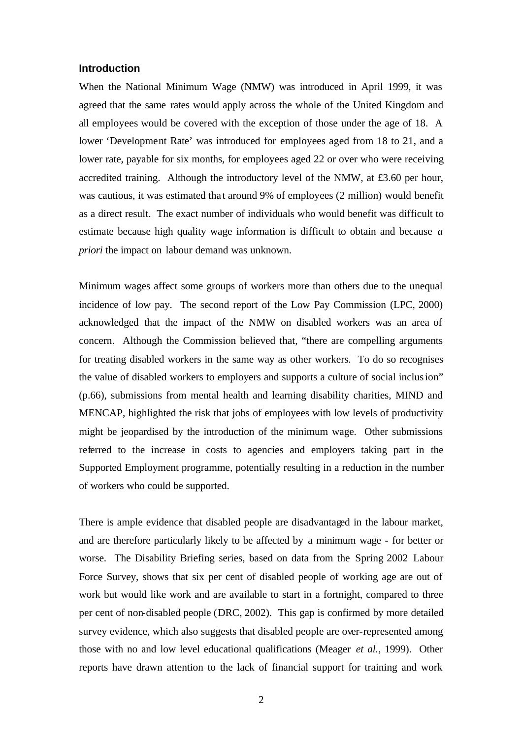### Introduction

When the National Minimum Wage (NMW) was introduced in April 1999, it was agreed that the same rates would apply across the whole of the United Kingdom and all employees would be covered with the exception of those under the age of 18. A lower 'Development Rate' was introduced for employees aged from 18 to 21, and a lower rate, payable for six months, for employees aged 22 or over who were receiving accredited training. Although the introductory level of the NMW, at £3.60 per hour, was cautious, it was estimated that around 9% of employees (2 million) would benefit as a direct result. The exact number of individuals who would benefit was difficult to estimate because high quality wage information is difficult to obtain and because *a priori* the impact on labour demand was unknown.

Minimum wages affect some groups of workers more than others due to the unequal incidence of low pay. The second report of the Low Pay Commission (LPC, 2000) acknowledged that the impact of the NMW on disabled workers was an area of concern. Although the Commission believed that, "there are compelling arguments for treating disabled workers in the same way as other workers. To do so recognises the value of disabled workers to employers and supports a culture of social inclusion" (p.66), submissions from mental health and learning disability charities, MIND and MENCAP, highlighted the risk that jobs of employees with low levels of productivity might be jeopardised by the introduction of the minimum wage. Other submissions referred to the increase in costs to agencies and employers taking part in the Supported Employment programme, potentially resulting in a reduction in the number of workers who could be supported.

There is ample evidence that disabled people are disadvantaged in the labour market, and are therefore particularly likely to be affected by a minimum wage - for better or worse. The Disability Briefing series, based on data from the Spring 2002 Labour Force Survey, shows that six per cent of disabled people of working age are out of work but would like work and are available to start in a fortnight, compared to three per cent of non-disabled people (DRC, 2002). This gap is confirmed by more detailed survey evidence, which also suggests that disabled people are over-represented among those with no and low level educational qualifications (Meager *et al.*, 1999). Other reports have drawn attention to the lack of financial support for training and work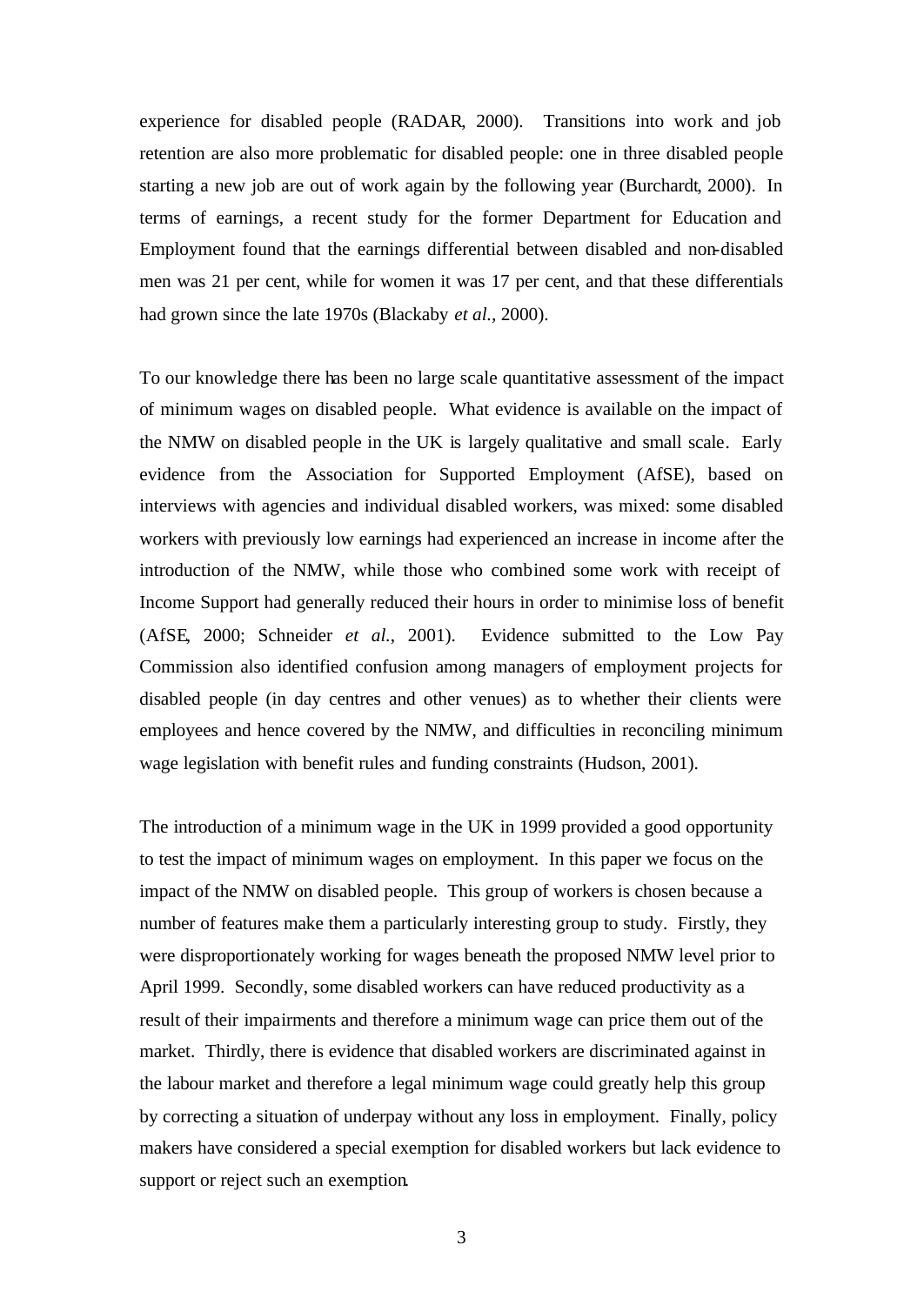experience for disabled people (RADAR, 2000). Transitions into work and job retention are also more problematic for disabled people: one in three disabled people starting a new job are out of work again by the following year (Burchardt, 2000). In terms of earnings, a recent study for the former Department for Education and Employment found that the earnings differential between disabled and non-disabled men was 21 per cent, while for women it was 17 per cent, and that these differentials had grown since the late 1970s (Blackaby *et al.,* 2000).

To our knowledge there has been no large scale quantitative assessment of the impact of minimum wages on disabled people. What evidence is available on the impact of the NMW on disabled people in the UK is largely qualitative and small scale. Early evidence from the Association for Supported Employment (AfSE), based on interviews with agencies and individual disabled workers, was mixed: some disabled workers with previously low earnings had experienced an increase in income after the introduction of the NMW, while those who combined some work with receipt of Income Support had generally reduced their hours in order to minimise loss of benefit (AfSE, 2000; Schneider *et al.*, 2001). Evidence submitted to the Low Pay Commission also identified confusion among managers of employment projects for disabled people (in day centres and other venues) as to whether their clients were employees and hence covered by the NMW, and difficulties in reconciling minimum wage legislation with benefit rules and funding constraints (Hudson, 2001).

The introduction of a minimum wage in the UK in 1999 provided a good opportunity to test the impact of minimum wages on employment. In this paper we focus on the impact of the NMW on disabled people. This group of workers is chosen because a number of features make them a particularly interesting group to study. Firstly, they were disproportionately working for wages beneath the proposed NMW level prior to April 1999. Secondly, some disabled workers can have reduced productivity as a result of their impairments and therefore a minimum wage can price them out of the market. Thirdly, there is evidence that disabled workers are discriminated against in the labour market and therefore a legal minimum wage could greatly help this group by correcting a situation of underpay without any loss in employment. Finally, policy makers have considered a special exemption for disabled workers but lack evidence to support or reject such an exemption.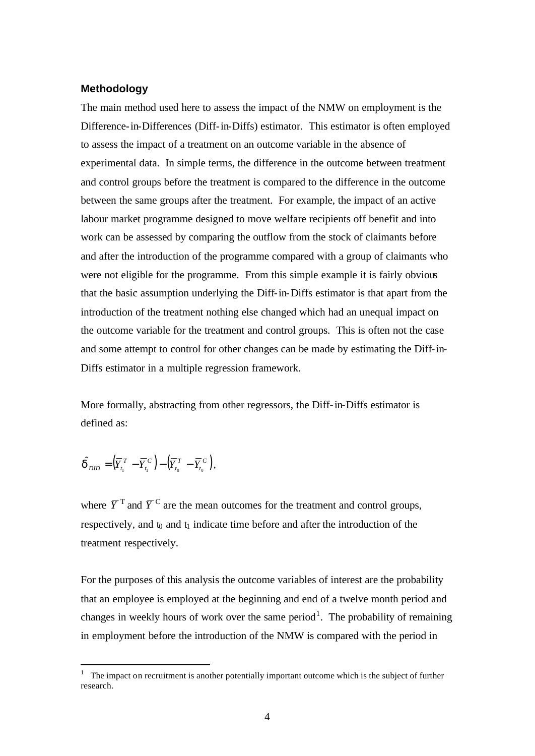### Methodology

The main method used here to assess the impact of the NMW on employment is the Difference-in-Differences (Diff-in-Diffs) estimator. This estimator is often employed to assess the impact of a treatment on an outcome variable in the absence of experimental data. In simple terms, the difference in the outcome between treatment and control groups before the treatment is compared to the difference in the outcome between the same groups after the treatment. For example, the impact of an active labour market programme designed to move welfare recipients off benefit and into work can be assessed by comparing the outflow from the stock of claimants before and after the introduction of the programme compared with a group of claimants who were not eligible for the programme. From this simple example it is fairly obvious that the basic assumption underlying the Diff-in-Diffs estimator is that apart from the introduction of the treatment nothing else changed which had an unequal impact on the outcome variable for the treatment and control groups. This is often not the case and some attempt to control for other changes can be made by estimating the Diff-in-Diffs estimator in a multiple regression framework.

More formally, abstracting from other regressors, the Diff-in-Diffs estimator is defined as:

$$\hat{\delta}_{DID} = \left(\overline{Y}_{t_1}^{T} - \overline{Y}_{t_1}^{C}\right) - \left(\overline{Y}_{t_0}^{T} - \overline{Y}_{t_0}^{C}\right),$$

where $\overline{Y}^{T}$ and $\overline{Y}^{C}$ are the mean outcomes for the treatment and control groups, respectively, and $t_0$ and $t_1$ indicate time before and after the introduction of the treatment respectively.

For the purposes of this analysis the outcome variables of interest are the probability that an employee is employed at the beginning and end of a twelve month period and changes in weekly hours of work over the same period[1]. The probability of remaining in employment before the introduction of the NMW is compared with the period in

[1] The impact on recruitment is another potentially important outcome which is the subject of further research.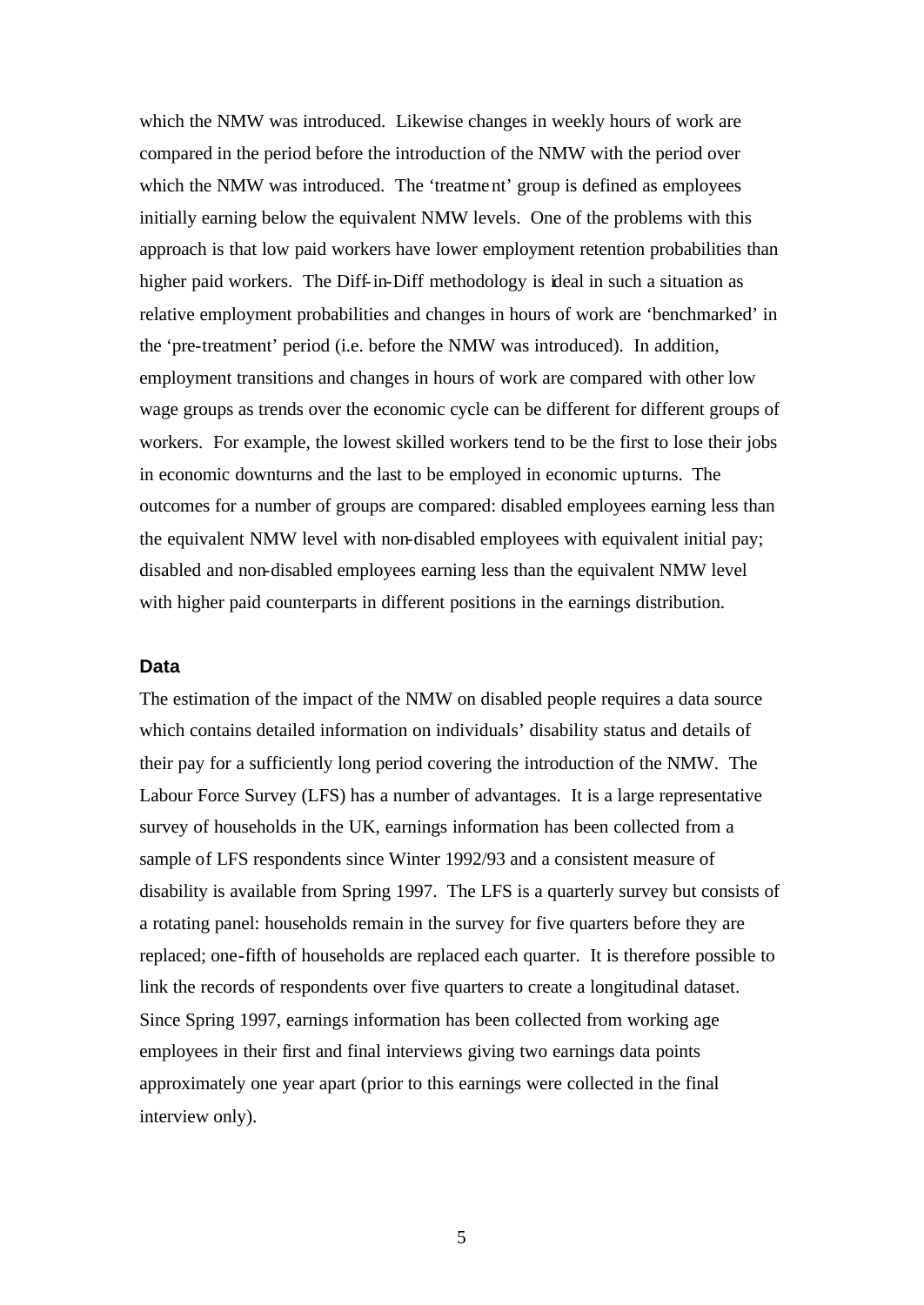which the NMW was introduced. Likewise changes in weekly hours of work are compared in the period before the introduction of the NMW with the period over which the NMW was introduced. The 'treatment' group is defined as employees initially earning below the equivalent NMW levels. One of the problems with this approach is that low paid workers have lower employment retention probabilities than higher paid workers. The Diff-in-Diff methodology is ideal in such a situation as relative employment probabilities and changes in hours of work are 'benchmarked' in the 'pre-treatment' period (i.e. before the NMW was introduced). In addition, employment transitions and changes in hours of work are compared with other low wage groups as trends over the economic cycle can be different for different groups of workers. For example, the lowest skilled workers tend to be the first to lose their jobs in economic downturns and the last to be employed in economic upturns. The outcomes for a number of groups are compared: disabled employees earning less than the equivalent NMW level with non-disabled employees with equivalent initial pay; disabled and non-disabled employees earning less than the equivalent NMW level with higher paid counterparts in different positions in the earnings distribution.

### Data

The estimation of the impact of the NMW on disabled people requires a data source which contains detailed information on individuals' disability status and details of their pay for a sufficiently long period covering the introduction of the NMW. The Labour Force Survey (LFS) has a number of advantages. It is a large representative survey of households in the UK, earnings information has been collected from a sample of LFS respondents since Winter 1992/93 and a consistent measure of disability is available from Spring 1997. The LFS is a quarterly survey but consists of a rotating panel: households remain in the survey for five quarters before they are replaced; one-fifth of households are replaced each quarter. It is therefore possible to link the records of respondents over five quarters to create a longitudinal dataset. Since Spring 1997, earnings information has been collected from working age employees in their first and final interviews giving two earnings data points approximately one year apart (prior to this earnings were collected in the final interview only).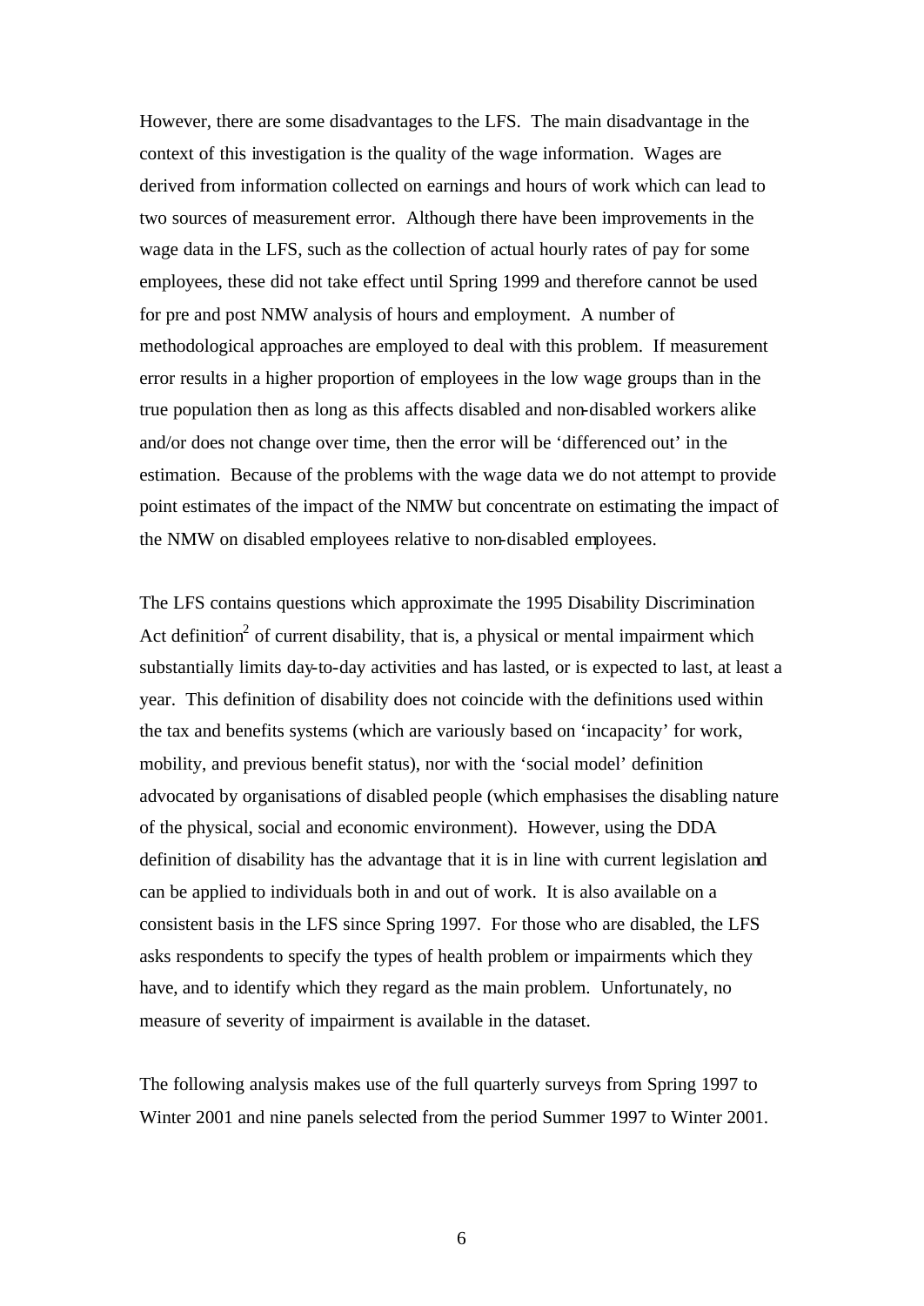However, there are some disadvantages to the LFS. The main disadvantage in the context of this investigation is the quality of the wage information. Wages are derived from information collected on earnings and hours of work which can lead to two sources of measurement error. Although there have been improvements in the wage data in the LFS, such as the collection of actual hourly rates of pay for some employees, these did not take effect until Spring 1999 and therefore cannot be used for pre and post NMW analysis of hours and employment. A number of methodological approaches are employed to deal with this problem. If measurement error results in a higher proportion of employees in the low wage groups than in the true population then as long as this affects disabled and non-disabled workers alike and/or does not change over time, then the error will be 'differenced out' in the estimation. Because of the problems with the wage data we do not attempt to provide point estimates of the impact of the NMW but concentrate on estimating the impact of the NMW on disabled employees relative to non-disabled employees.

The LFS contains questions which approximate the 1995 Disability Discrimination Act definition[2] of current disability, that is, a physical or mental impairment which substantially limits day-to-day activities and has lasted, or is expected to last, at least a year. This definition of disability does not coincide with the definitions used within the tax and benefits systems (which are variously based on 'incapacity' for work, mobility, and previous benefit status), nor with the 'social model' definition advocated by organisations of disabled people (which emphasises the disabling nature of the physical, social and economic environment). However, using the DDA definition of disability has the advantage that it is in line with current legislation and can be applied to individuals both in and out of work. It is also available on a consistent basis in the LFS since Spring 1997. For those who are disabled, the LFS asks respondents to specify the types of health problem or impairments which they have, and to identify which they regard as the main problem. Unfortunately, no measure of severity of impairment is available in the dataset.

The following analysis makes use of the full quarterly surveys from Spring 1997 to Winter 2001 and nine panels selected from the period Summer 1997 to Winter 2001.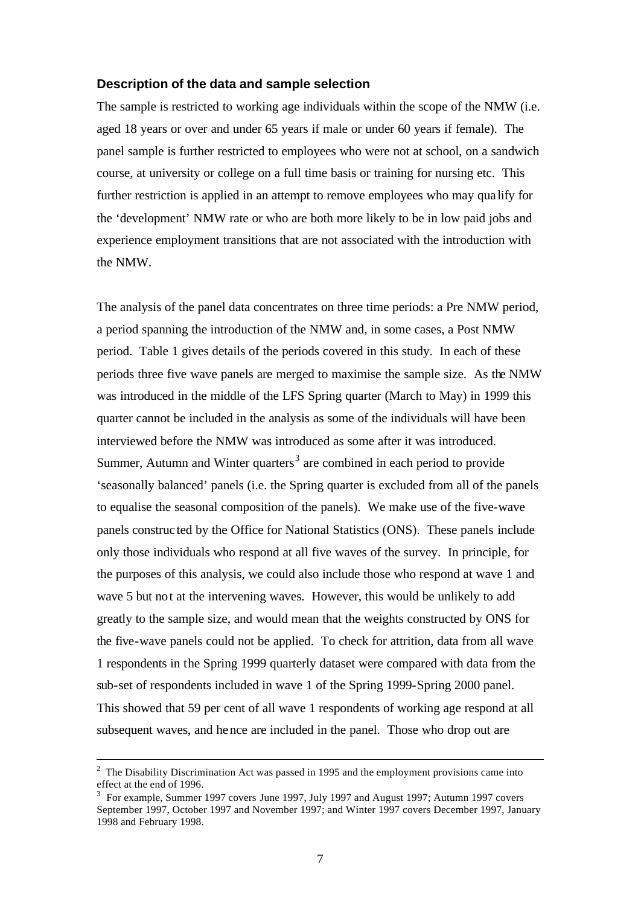### Description of the data and sample selection

The sample is restricted to working age individuals within the scope of the NMW (i.e. aged 18 years or over and under 65 years if male or under 60 years if female). The panel sample is further restricted to employees who were not at school, on a sandwich course, at university or college on a full time basis or training for nursing etc. This further restriction is applied in an attempt to remove employees who may qualify for the 'development' NMW rate or who are both more likely to be in low paid jobs and experience employment transitions that are not associated with the introduction with the NMW.

The analysis of the panel data concentrates on three time periods: a Pre NMW period, a period spanning the introduction of the NMW and, in some cases, a Post NMW period. Table 1 gives details of the periods covered in this study. In each of these periods three five wave panels are merged to maximise the sample size. As the NMW was introduced in the middle of the LFS Spring quarter (March to May) in 1999 this quarter cannot be included in the analysis as some of the individuals will have been interviewed before the NMW was introduced as some after it was introduced. Summer, Autumn and Winter quarters[3] are combined in each period to provide 'seasonally balanced' panels (i.e. the Spring quarter is excluded from all of the panels to equalise the seasonal composition of the panels). We make use of the five-wave panels constructed by the Office for National Statistics (ONS). These panels include only those individuals who respond at all five waves of the survey. In principle, for the purposes of this analysis, we could also include those who respond at wave 1 and wave 5 but not at the intervening waves. However, this would be unlikely to add greatly to the sample size, and would mean that the weights constructed by ONS for the five-wave panels could not be applied. To check for attrition, data from all wave 1 respondents in the Spring 1999 quarterly dataset were compared with data from the sub-set of respondents included in wave 1 of the Spring 1999-Spring 2000 panel. This showed that 59 per cent of all wave 1 respondents of working age respond at all subsequent waves, and hence are included in the panel. Those who drop out are

---

[2] The Disability Discrimination Act was passed in 1995 and the employment provisions came into effect at the end of 1996.

[3] For example, Summer 1997 covers June 1997, July 1997 and August 1997; Autumn 1997 covers September 1997, October 1997 and November 1997; and Winter 1997 covers December 1997, January 1998 and February 1998.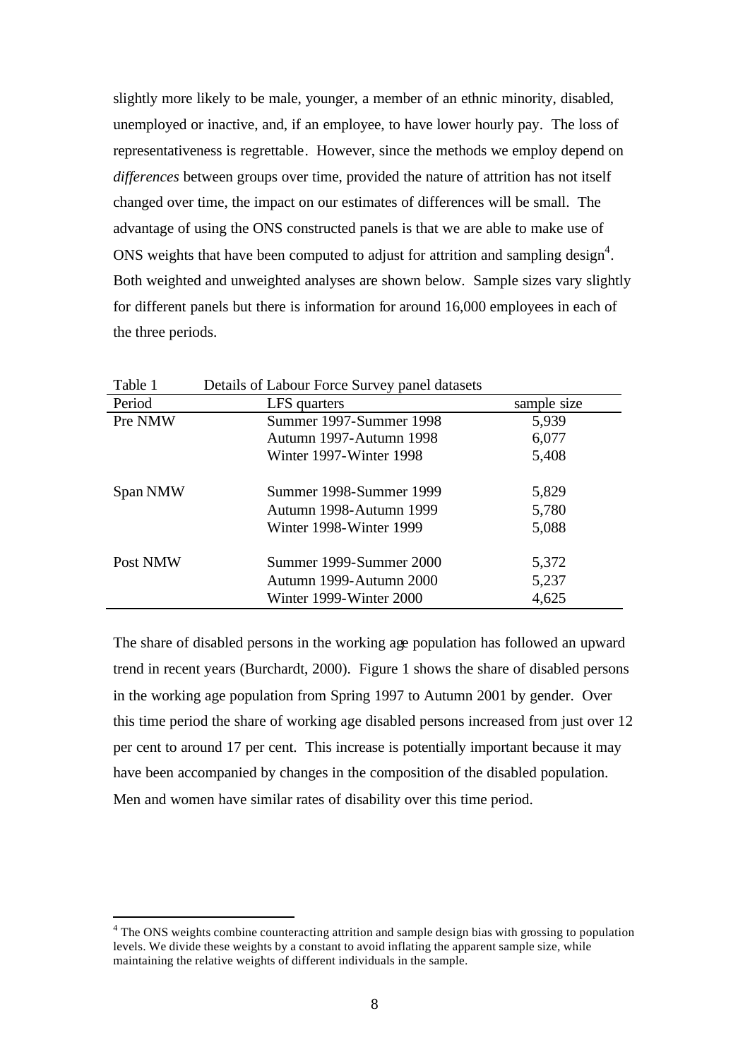slightly more likely to be male, younger, a member of an ethnic minority, disabled, unemployed or inactive, and, if an employee, to have lower hourly pay. The loss of representativeness is regrettable. However, since the methods we employ depend on *differences* between groups over time, provided the nature of attrition has not itself changed over time, the impact on our estimates of differences will be small. The advantage of using the ONS constructed panels is that we are able to make use of ONS weights that have been computed to adjust for attrition and sampling design[4]. Both weighted and unweighted analyses are shown below. Sample sizes vary slightly for different panels but there is information for around 16,000 employees in each of the three periods.

Table 1 Details of Labour Force Survey panel datasets

| Period | LFS quarters | sample size |
|---|---|---|
| Pre NMW | Summer 1997-Summer 1998 | 5,939 |
| | Autumn 1997-Autumn 1998 | 6,077 |
| | Winter 1997-Winter 1998 | 5,408 |
| Span NMW | Summer 1998-Summer 1999 | 5,829 |
| | Autumn 1998-Autumn 1999 | 5,780 |
| | Winter 1998-Winter 1999 | 5,088 |
| Post NMW | Summer 1999-Summer 2000 | 5,372 |
| | Autumn 1999-Autumn 2000 | 5,237 |
| | Winter 1999-Winter 2000 | 4,625 |

The share of disabled persons in the working age population has followed an upward trend in recent years (Burchardt, 2000). Figure 1 shows the share of disabled persons in the working age population from Spring 1997 to Autumn 2001 by gender. Over this time period the share of working age disabled persons increased from just over 12 per cent to around 17 per cent. This increase is potentially important because it may have been accompanied by changes in the composition of the disabled population. Men and women have similar rates of disability over this time period.

[4] The ONS weights combine counteracting attrition and sample design bias with grossing to population levels. We divide these weights by a constant to avoid inflating the apparent sample size, while maintaining the relative weights of different individuals in the sample.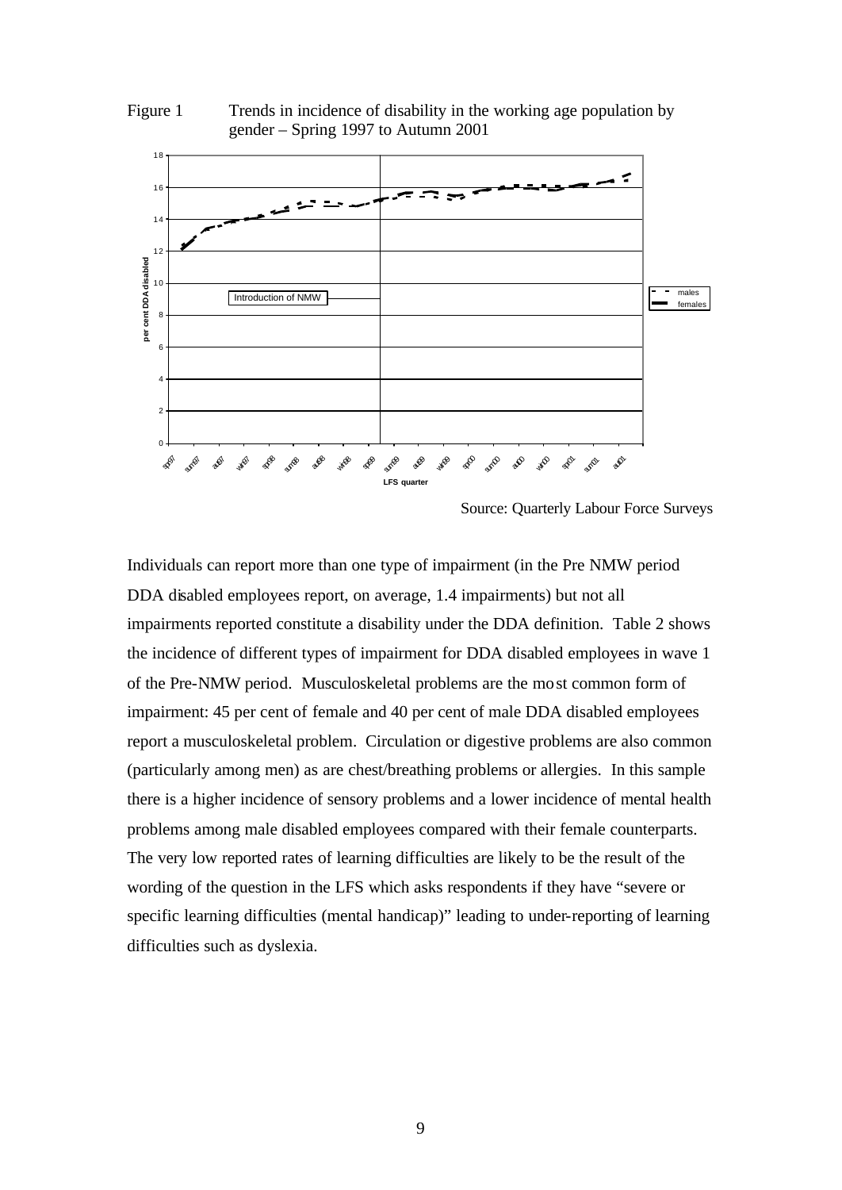Figure 1 Trends in incidence of disability in the working age population by gender – Spring 1997 to Autumn 2001

Source: Quarterly Labour Force Surveys

Individuals can report more than one type of impairment (in the Pre NMW period DDA disabled employees report, on average, 1.4 impairments) but not all impairments reported constitute a disability under the DDA definition. Table 2 shows the incidence of different types of impairment for DDA disabled employees in wave 1 of the Pre-NMW period. Musculoskeletal problems are the most common form of impairment: 45 per cent of female and 40 per cent of male DDA disabled employees report a musculoskeletal problem. Circulation or digestive problems are also common (particularly among men) as are chest/breathing problems or allergies. In this sample there is a higher incidence of sensory problems and a lower incidence of mental health problems among male disabled employees compared with their female counterparts. The very low reported rates of learning difficulties are likely to be the result of the wording of the question in the LFS which asks respondents if they have "severe or specific learning difficulties (mental handicap)" leading to under-reporting of learning difficulties such as dyslexia.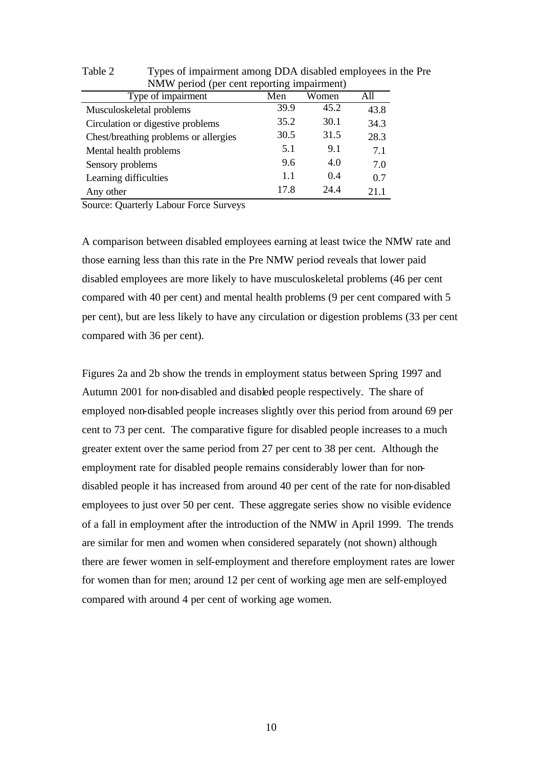Table 2 Types of impairment among DDA disabled employees in the Pre NMW period (per cent reporting impairment)

| Type of impairment | Men | Women | All |
|---|---|---|---|
| Musculoskeletal problems | 39.9 | 45.2 | 43.8 |
| Circulation or digestive problems | 35.2 | 30.1 | 34.3 |
| Chest/breathing problems or allergies | 30.5 | 31.5 | 28.3 |
| Mental health problems | 5.1 | 9.1 | 7.1 |
| Sensory problems | 9.6 | 4.0 | 7.0 |
| Learning difficulties | 1.1 | 0.4 | 0.7 |
| Any other | 17.8 | 24.4 | 21.1 |

Source: Quarterly Labour Force Surveys

A comparison between disabled employees earning at least twice the NMW rate and those earning less than this rate in the Pre NMW period reveals that lower paid disabled employees are more likely to have musculoskeletal problems (46 per cent compared with 40 per cent) and mental health problems (9 per cent compared with 5 per cent), but are less likely to have any circulation or digestion problems (33 per cent compared with 36 per cent).

Figures 2a and 2b show the trends in employment status between Spring 1997 and Autumn 2001 for non-disabled and disabled people respectively. The share of employed non-disabled people increases slightly over this period from around 69 per cent to 73 per cent. The comparative figure for disabled people increases to a much greater extent over the same period from 27 per cent to 38 per cent. Although the employment rate for disabled people remains considerably lower than for non-disabled people it has increased from around 40 per cent of the rate for non-disabled employees to just over 50 per cent. These aggregate series show no visible evidence of a fall in employment after the introduction of the NMW in April 1999. The trends are similar for men and women when considered separately (not shown) although there are fewer women in self-employment and therefore employment rates are lower for women than for men; around 12 per cent of working age men are self-employed compared with around 4 per cent of working age women.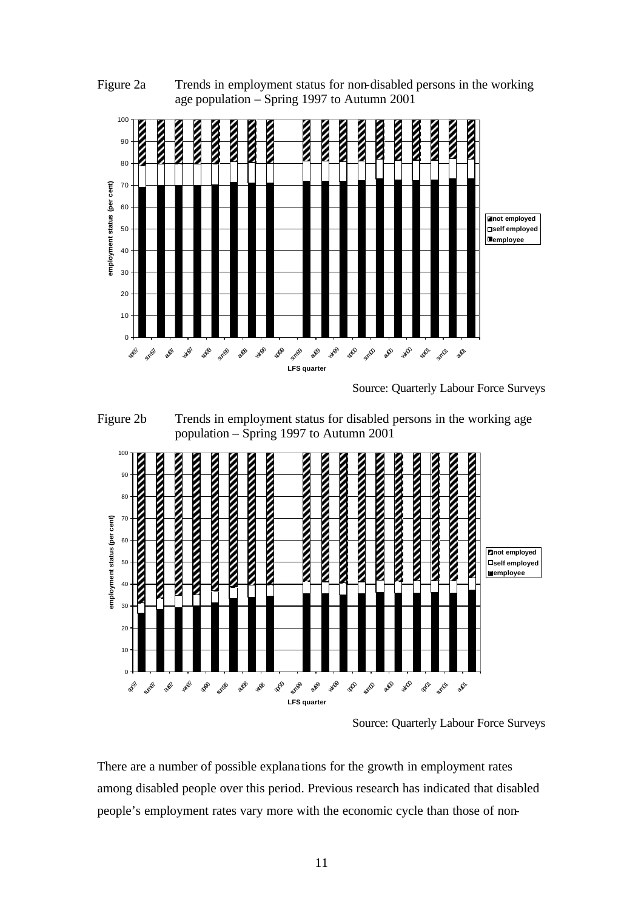Figure 2a Trends in employment status for non-disabled persons in the working age population – Spring 1997 to Autumn 2001

Source: Quarterly Labour Force Surveys

Figure 2b Trends in employment status for disabled persons in the working age population – Spring 1997 to Autumn 2001

Source: Quarterly Labour Force Surveys

There are a number of possible explanations for the growth in employment rates among disabled people over this period. Previous research has indicated that disabled people's employment rates vary more with the economic cycle than those of non-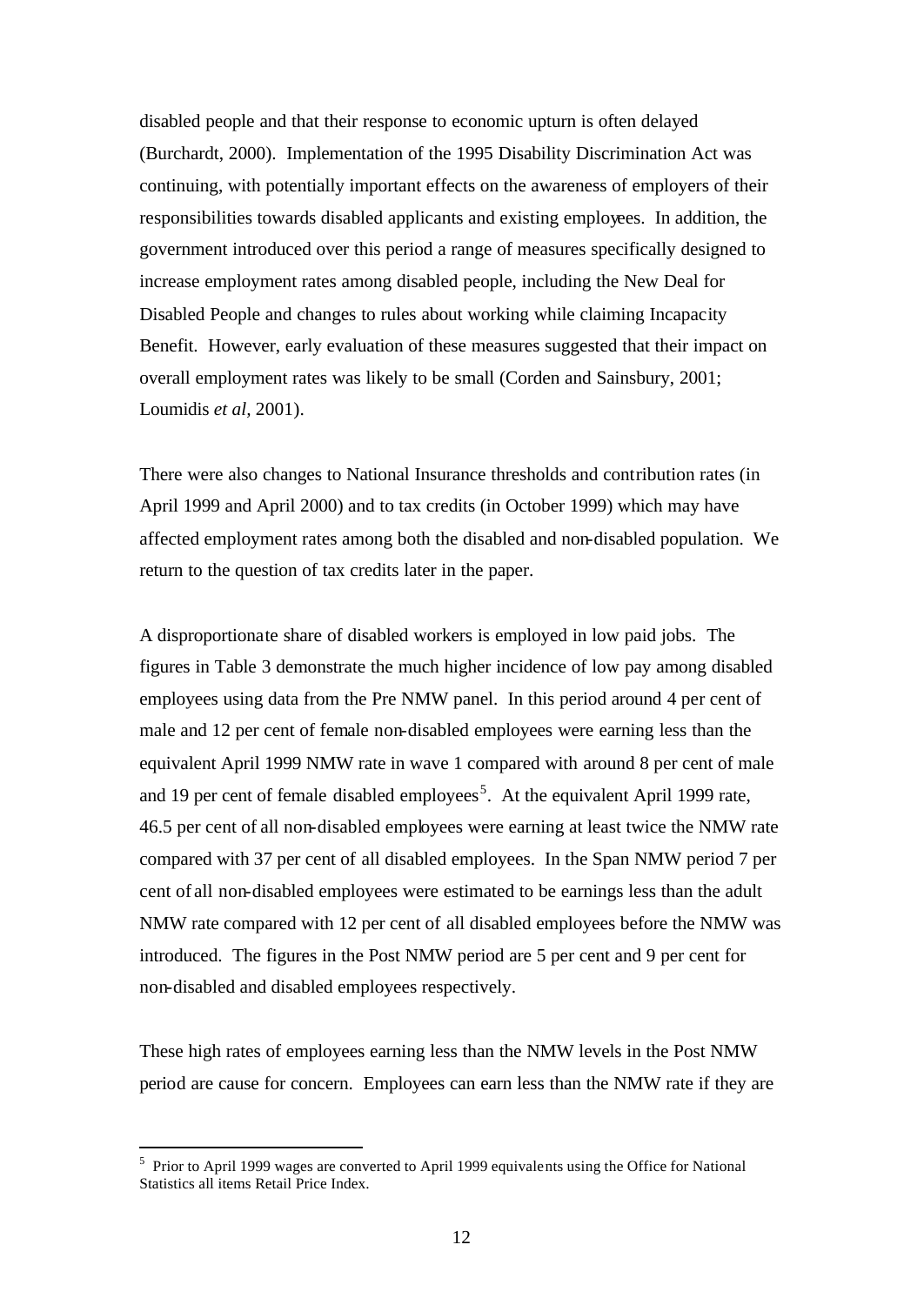disabled people and that their response to economic upturn is often delayed (Burchardt, 2000). Implementation of the 1995 Disability Discrimination Act was continuing, with potentially important effects on the awareness of employers of their responsibilities towards disabled applicants and existing employees. In addition, the government introduced over this period a range of measures specifically designed to increase employment rates among disabled people, including the New Deal for Disabled People and changes to rules about working while claiming Incapacity Benefit. However, early evaluation of these measures suggested that their impact on overall employment rates was likely to be small (Corden and Sainsbury, 2001; Loumidis *et al*, 2001).

There were also changes to National Insurance thresholds and contribution rates (in April 1999 and April 2000) and to tax credits (in October 1999) which may have affected employment rates among both the disabled and non-disabled population. We return to the question of tax credits later in the paper.

A disproportionate share of disabled workers is employed in low paid jobs. The figures in Table 3 demonstrate the much higher incidence of low pay among disabled employees using data from the Pre NMW panel. In this period around 4 per cent of male and 12 per cent of female non-disabled employees were earning less than the equivalent April 1999 NMW rate in wave 1 compared with around 8 per cent of male and 19 per cent of female disabled employees[5]. At the equivalent April 1999 rate, 46.5 per cent of all non-disabled employees were earning at least twice the NMW rate compared with 37 per cent of all disabled employees. In the Span NMW period 7 per cent of all non-disabled employees were estimated to be earnings less than the adult NMW rate compared with 12 per cent of all disabled employees before the NMW was introduced. The figures in the Post NMW period are 5 per cent and 9 per cent for non-disabled and disabled employees respectively.

These high rates of employees earning less than the NMW levels in the Post NMW period are cause for concern. Employees can earn less than the NMW rate if they are

[5] Prior to April 1999 wages are converted to April 1999 equivalents using the Office for National Statistics all items Retail Price Index.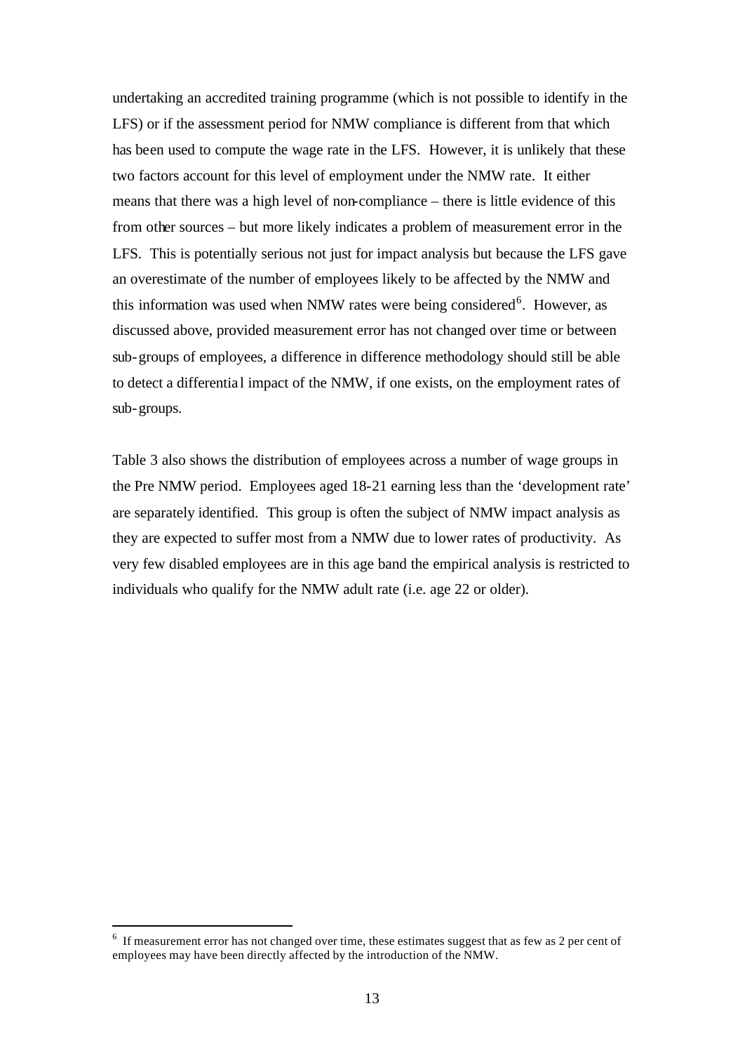undertaking an accredited training programme (which is not possible to identify in the LFS) or if the assessment period for NMW compliance is different from that which has been used to compute the wage rate in the LFS. However, it is unlikely that these two factors account for this level of employment under the NMW rate. It either means that there was a high level of non-compliance – there is little evidence of this from other sources – but more likely indicates a problem of measurement error in the LFS. This is potentially serious not just for impact analysis but because the LFS gave an overestimate of the number of employees likely to be affected by the NMW and this information was used when NMW rates were being considered[6]. However, as discussed above, provided measurement error has not changed over time or between sub-groups of employees, a difference in difference methodology should still be able to detect a differential impact of the NMW, if one exists, on the employment rates of sub-groups.

Table 3 also shows the distribution of employees across a number of wage groups in the Pre NMW period. Employees aged 18-21 earning less than the 'development rate' are separately identified. This group is often the subject of NMW impact analysis as they are expected to suffer most from a NMW due to lower rates of productivity. As very few disabled employees are in this age band the empirical analysis is restricted to individuals who qualify for the NMW adult rate (i.e. age 22 or older).

[6] If measurement error has not changed over time, these estimates suggest that as few as 2 per cent of employees may have been directly affected by the introduction of the NMW.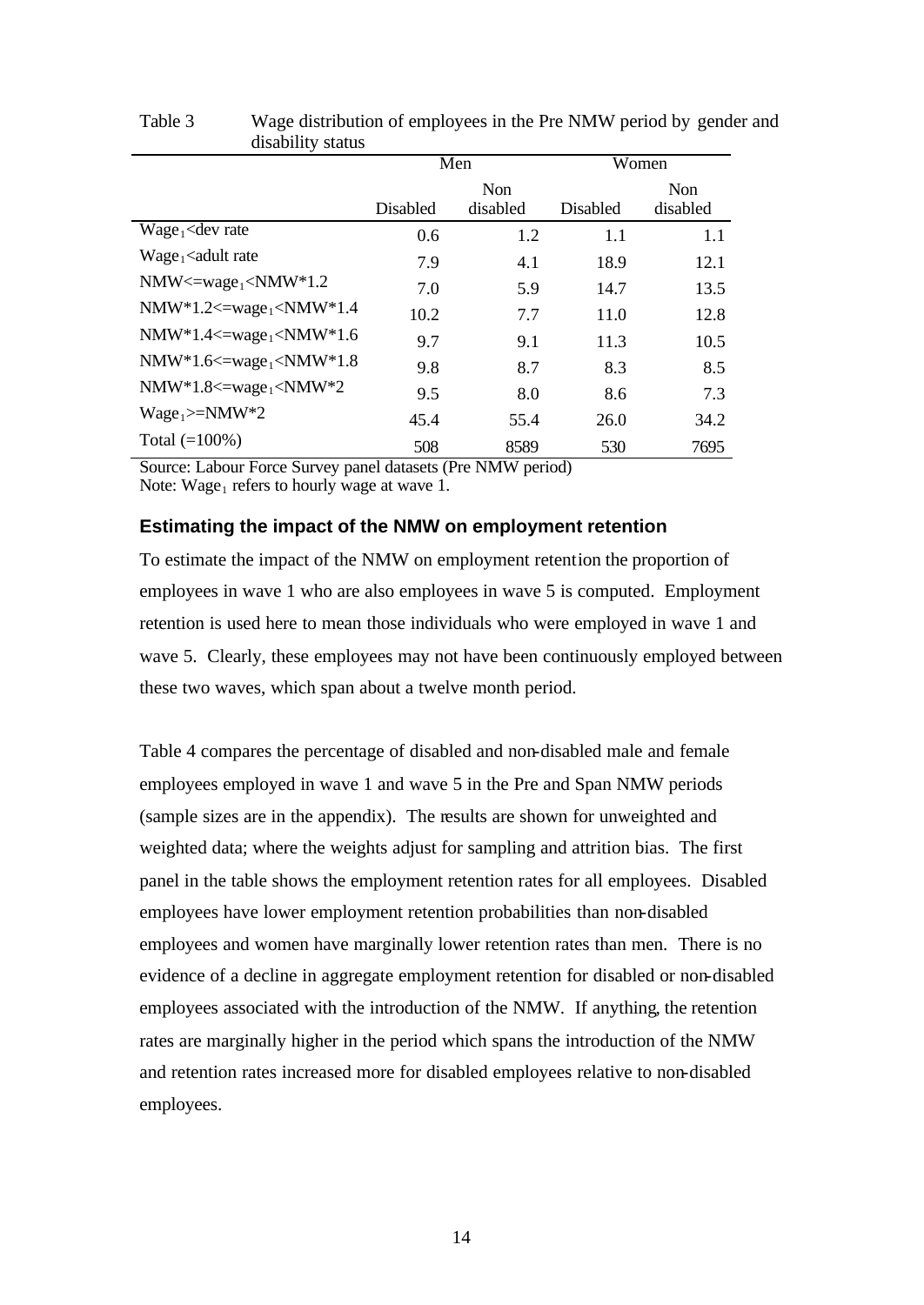Table 3 Wage distribution of employees in the Pre NMW period by gender and disability status

| | Men | | Women | |
|---|---|---|---|---|
| | Disabled | Non disabled | Disabled | Non disabled |
| $Wage_1$<dev rate | 0.6 | 1.2 | 1.1 | 1.1 |
| $Wage_1$<adult rate | 7.9 | 4.1 | 18.9 | 12.1 |
| NMW<=$wage_1$<NMW*1.2 | 7.0 | 5.9 | 14.7 | 13.5 |
| NMW*1.2<=$wage_1$<NMW*1.4 | 10.2 | 7.7 | 11.0 | 12.8 |
| NMW*1.4<=$wage_1$<NMW*1.6 | 9.7 | 9.1 | 11.3 | 10.5 |
| NMW*1.6<=$wage_1$<NMW*1.8 | 9.8 | 8.7 | 8.3 | 8.5 |
| NMW*1.8<=$wage_1$<NMW*2 | 9.5 | 8.0 | 8.6 | 7.3 |
| $Wage_1$>=NMW*2 | 45.4 | 55.4 | 26.0 | 34.2 |
| Total (=100%) | 508 | 8589 | 530 | 7695 |

Source: Labour Force Survey panel datasets (Pre NMW period)
Note: $Wage_1$ refers to hourly wage at wave 1.

### Estimating the impact of the NMW on employment retention

To estimate the impact of the NMW on employment retention the proportion of employees in wave 1 who are also employees in wave 5 is computed. Employment retention is used here to mean those individuals who were employed in wave 1 and wave 5. Clearly, these employees may not have been continuously employed between these two waves, which span about a twelve month period.

Table 4 compares the percentage of disabled and non-disabled male and female employees employed in wave 1 and wave 5 in the Pre and Span NMW periods (sample sizes are in the appendix). The results are shown for unweighted and weighted data; where the weights adjust for sampling and attrition bias. The first panel in the table shows the employment retention rates for all employees. Disabled employees have lower employment retention probabilities than non-disabled employees and women have marginally lower retention rates than men. There is no evidence of a decline in aggregate employment retention for disabled or non-disabled employees associated with the introduction of the NMW. If anything, the retention rates are marginally higher in the period which spans the introduction of the NMW and retention rates increased more for disabled employees relative to non-disabled employees.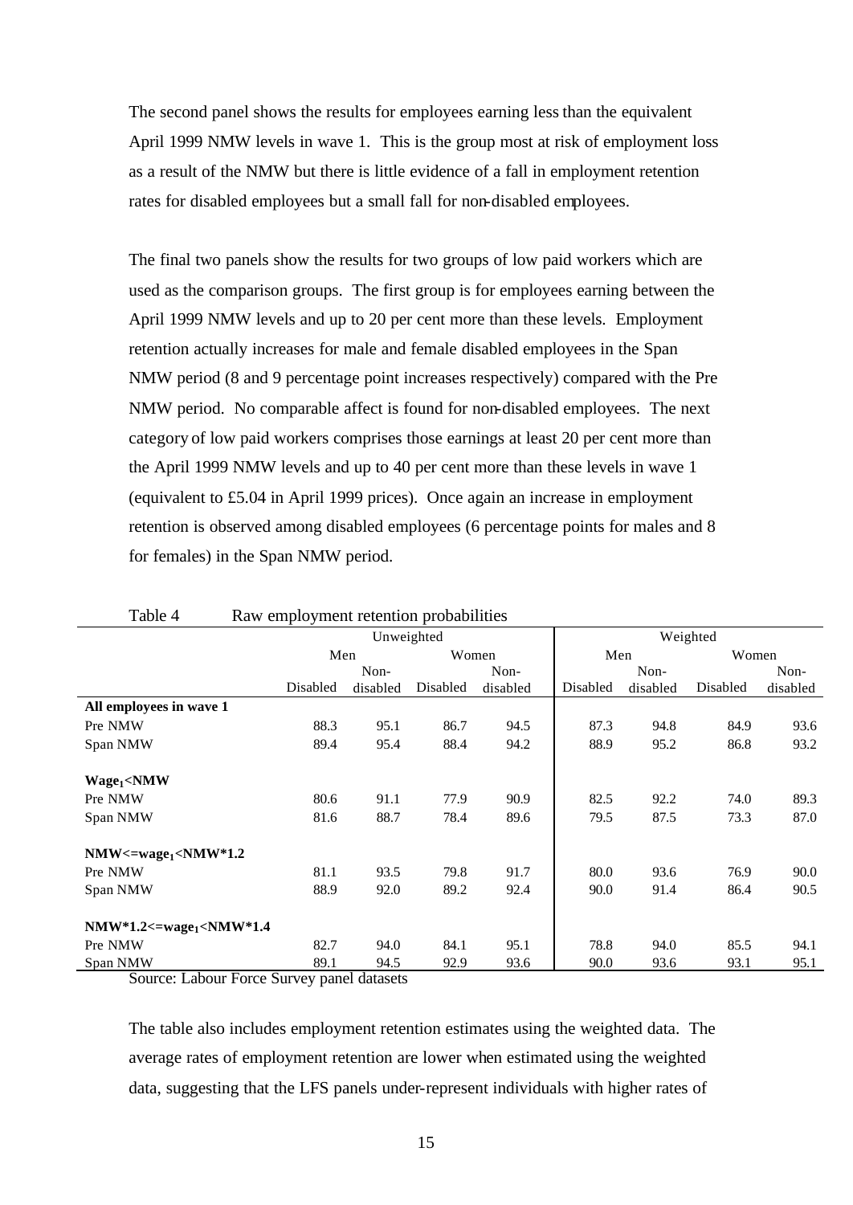The second panel shows the results for employees earning less than the equivalent April 1999 NMW levels in wave 1. This is the group most at risk of employment loss as a result of the NMW but there is little evidence of a fall in employment retention rates for disabled employees but a small fall for non-disabled employees.

The final two panels show the results for two groups of low paid workers which are used as the comparison groups. The first group is for employees earning between the April 1999 NMW levels and up to 20 per cent more than these levels. Employment retention actually increases for male and female disabled employees in the Span NMW period (8 and 9 percentage point increases respectively) compared with the Pre NMW period. No comparable affect is found for non-disabled employees. The next category of low paid workers comprises those earnings at least 20 per cent more than the April 1999 NMW levels and up to 40 per cent more than these levels in wave 1 (equivalent to £5.04 in April 1999 prices). Once again an increase in employment retention is observed among disabled employees (6 percentage points for males and 8 for females) in the Span NMW period.

Table 4 Raw employment retention probabilities

| | Unweighted | | | | Weighted | | | |
|---|---|---|---|---|---|---|---|---|
| | Men | | Women | | Men | | Women | |
| | Disabled | Non-disabled | Disabled | Non-disabled | Disabled | Non-disabled | Disabled | Non-disabled |
| **All employees in wave 1** | | | | | | | | |
| Pre NMW | 88.3 | 95.1 | 86.7 | 94.5 | 87.3 | 94.8 | 84.9 | 93.6 |
| Span NMW | 89.4 | 95.4 | 88.4 | 94.2 | 88.9 | 95.2 | 86.8 | 93.2 |
| **$Wage_1$<NMW** | | | | | | | | |
| Pre NMW | 80.6 | 91.1 | 77.9 | 90.9 | 82.5 | 92.2 | 74.0 | 89.3 |
| Span NMW | 81.6 | 88.7 | 78.4 | 89.6 | 79.5 | 87.5 | 73.3 | 87.0 |
| **NMW<=$wage_1$<NMW*1.2** | | | | | | | | |
| Pre NMW | 81.1 | 93.5 | 79.8 | 91.7 | 80.0 | 93.6 | 76.9 | 90.0 |
| Span NMW | 88.9 | 92.0 | 89.2 | 92.4 | 90.0 | 91.4 | 86.4 | 90.5 |
| **NMW*1.2<=$wage_1$<NMW*1.4** | | | | | | | | |
| Pre NMW | 82.7 | 94.0 | 84.1 | 95.1 | 78.8 | 94.0 | 85.5 | 94.1 |
| Span NMW | 89.1 | 94.5 | 92.9 | 93.6 | 90.0 | 93.6 | 93.1 | 95.1 |

Source: Labour Force Survey panel datasets

The table also includes employment retention estimates using the weighted data. The average rates of employment retention are lower when estimated using the weighted data, suggesting that the LFS panels under-represent individuals with higher rates of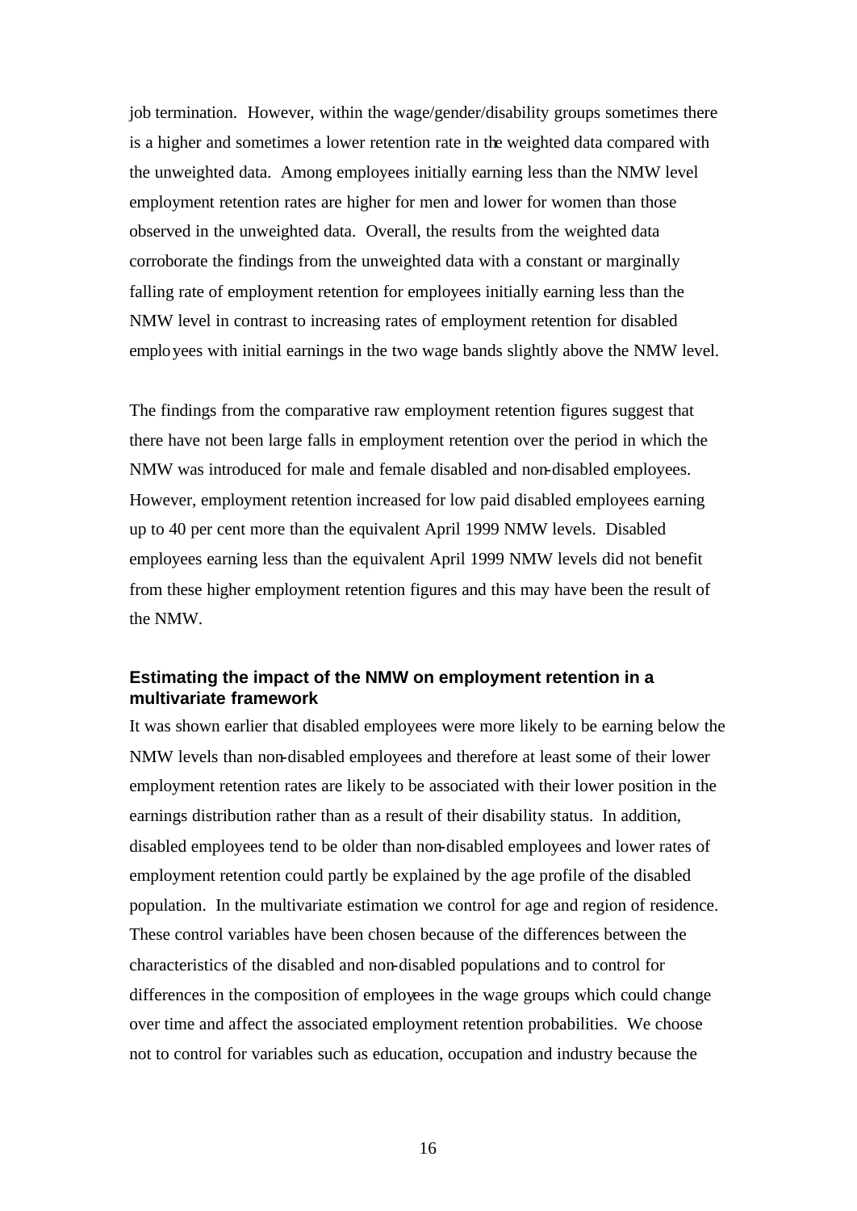job termination. However, within the wage/gender/disability groups sometimes there is a higher and sometimes a lower retention rate in the weighted data compared with the unweighted data. Among employees initially earning less than the NMW level employment retention rates are higher for men and lower for women than those observed in the unweighted data. Overall, the results from the weighted data corroborate the findings from the unweighted data with a constant or marginally falling rate of employment retention for employees initially earning less than the NMW level in contrast to increasing rates of employment retention for disabled employees with initial earnings in the two wage bands slightly above the NMW level.

The findings from the comparative raw employment retention figures suggest that there have not been large falls in employment retention over the period in which the NMW was introduced for male and female disabled and non-disabled employees. However, employment retention increased for low paid disabled employees earning up to 40 per cent more than the equivalent April 1999 NMW levels. Disabled employees earning less than the equivalent April 1999 NMW levels did not benefit from these higher employment retention figures and this may have been the result of the NMW.

### Estimating the impact of the NMW on employment retention in a multivariate framework

It was shown earlier that disabled employees were more likely to be earning below the NMW levels than non-disabled employees and therefore at least some of their lower employment retention rates are likely to be associated with their lower position in the earnings distribution rather than as a result of their disability status. In addition, disabled employees tend to be older than non-disabled employees and lower rates of employment retention could partly be explained by the age profile of the disabled population. In the multivariate estimation we control for age and region of residence. These control variables have been chosen because of the differences between the characteristics of the disabled and non-disabled populations and to control for differences in the composition of employees in the wage groups which could change over time and affect the associated employment retention probabilities. We choose not to control for variables such as education, occupation and industry because the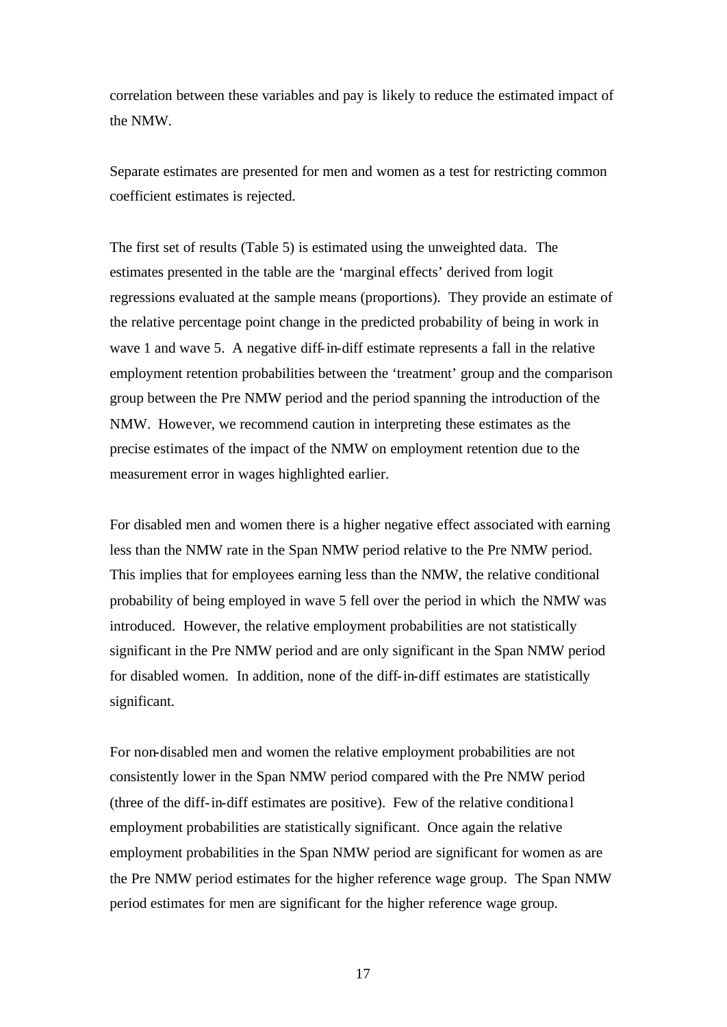correlation between these variables and pay is likely to reduce the estimated impact of the NMW.

Separate estimates are presented for men and women as a test for restricting common coefficient estimates is rejected.

The first set of results (Table 5) is estimated using the unweighted data. The estimates presented in the table are the 'marginal effects' derived from logit regressions evaluated at the sample means (proportions). They provide an estimate of the relative percentage point change in the predicted probability of being in work in wave 1 and wave 5. A negative diff-in-diff estimate represents a fall in the relative employment retention probabilities between the 'treatment' group and the comparison group between the Pre NMW period and the period spanning the introduction of the NMW. However, we recommend caution in interpreting these estimates as the precise estimates of the impact of the NMW on employment retention due to the measurement error in wages highlighted earlier.

For disabled men and women there is a higher negative effect associated with earning less than the NMW rate in the Span NMW period relative to the Pre NMW period. This implies that for employees earning less than the NMW, the relative conditional probability of being employed in wave 5 fell over the period in which the NMW was introduced. However, the relative employment probabilities are not statistically significant in the Pre NMW period and are only significant in the Span NMW period for disabled women. In addition, none of the diff-in-diff estimates are statistically significant.

For non-disabled men and women the relative employment probabilities are not consistently lower in the Span NMW period compared with the Pre NMW period (three of the diff-in-diff estimates are positive). Few of the relative conditional employment probabilities are statistically significant. Once again the relative employment probabilities in the Span NMW period are significant for women as are the Pre NMW period estimates for the higher reference wage group. The Span NMW period estimates for men are significant for the higher reference wage group.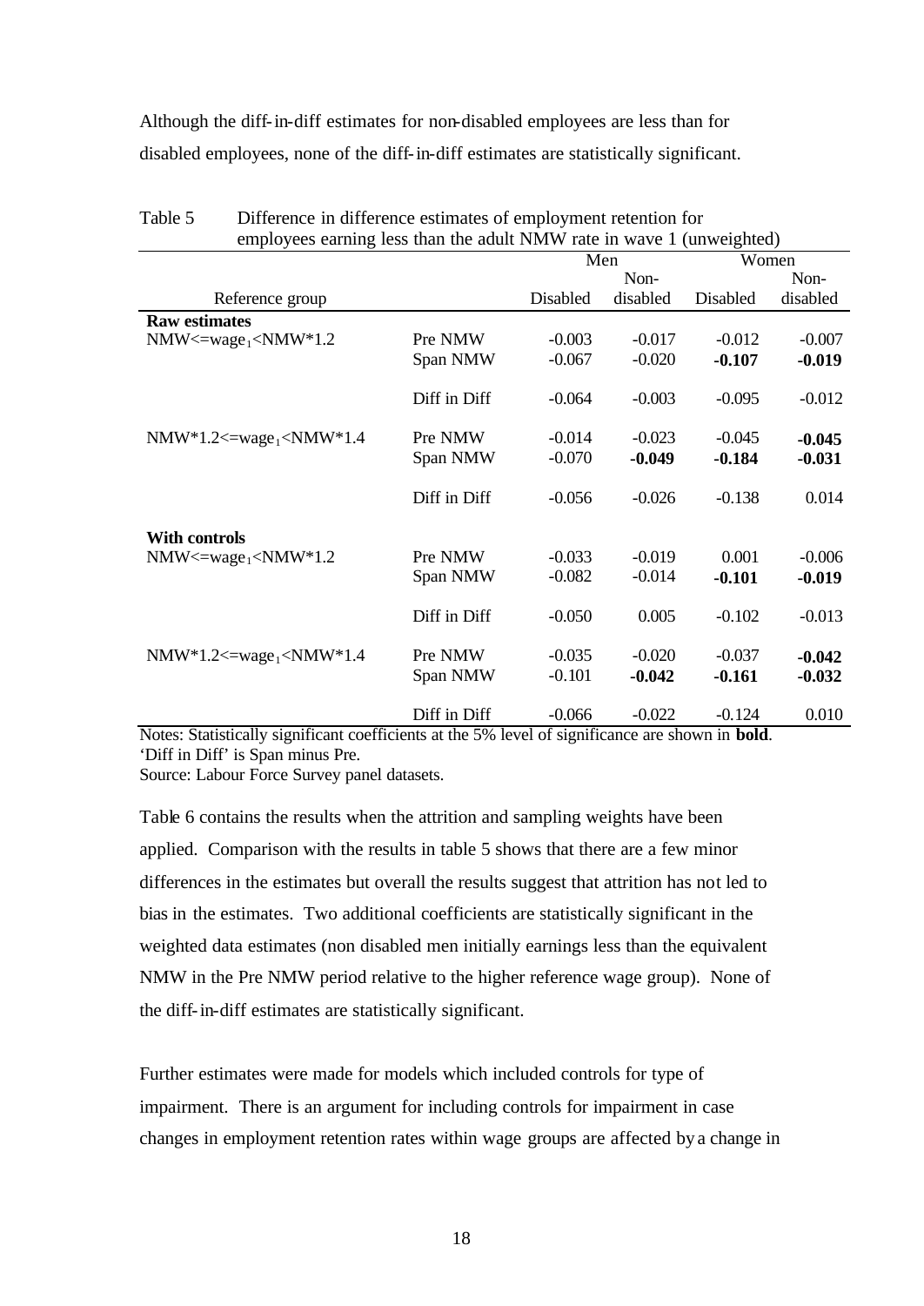Although the diff-in-diff estimates for non-disabled employees are less than for disabled employees, none of the diff-in-diff estimates are statistically significant.

Table 5 Difference in difference estimates of employment retention for employees earning less than the adult NMW rate in wave 1 (unweighted)

| Reference group | | Men | | Women | |
|---|---|---|---|---|---|
| | | Disabled | Non-disabled | Disabled | Non-disabled |
| **Raw estimates** | | | | | |
| $NMW<=wage_1<NMW*1.2$ | Pre NMW | -0.003 | -0.017 | -0.012 | -0.007 |
| | Span NMW | -0.067 | -0.020 | **-0.107** | **-0.019** |
| | Diff in Diff | -0.064 | -0.003 | -0.095 | -0.012 |
| $NMW*1.2<=wage_1<NMW*1.4$ | Pre NMW | -0.014 | -0.023 | -0.045 | **-0.045** |
| | Span NMW | -0.070 | **-0.049** | **-0.184** | **-0.031** |
| | Diff in Diff | -0.056 | -0.026 | -0.138 | 0.014 |
| **With controls** | | | | | |
| $NMW<=wage_1<NMW*1.2$ | Pre NMW | -0.033 | -0.019 | 0.001 | -0.006 |
| | Span NMW | -0.082 | -0.014 | **-0.101** | **-0.019** |
| | Diff in Diff | -0.050 | 0.005 | -0.102 | -0.013 |
| $NMW*1.2<=wage_1<NMW*1.4$ | Pre NMW | -0.035 | -0.020 | -0.037 | **-0.042** |
| | Span NMW | -0.101 | **-0.042** | **-0.161** | **-0.032** |
| | Diff in Diff | -0.066 | -0.022 | -0.124 | 0.010 |

Notes: Statistically significant coefficients at the 5% level of significance are shown in **bold**.
'Diff in Diff' is Span minus Pre.
Source: Labour Force Survey panel datasets.

Table 6 contains the results when the attrition and sampling weights have been applied. Comparison with the results in table 5 shows that there are a few minor differences in the estimates but overall the results suggest that attrition has not led to bias in the estimates. Two additional coefficients are statistically significant in the weighted data estimates (non disabled men initially earnings less than the equivalent NMW in the Pre NMW period relative to the higher reference wage group). None of the diff-in-diff estimates are statistically significant.

Further estimates were made for models which included controls for type of impairment. There is an argument for including controls for impairment in case changes in employment retention rates within wage groups are affected by a change in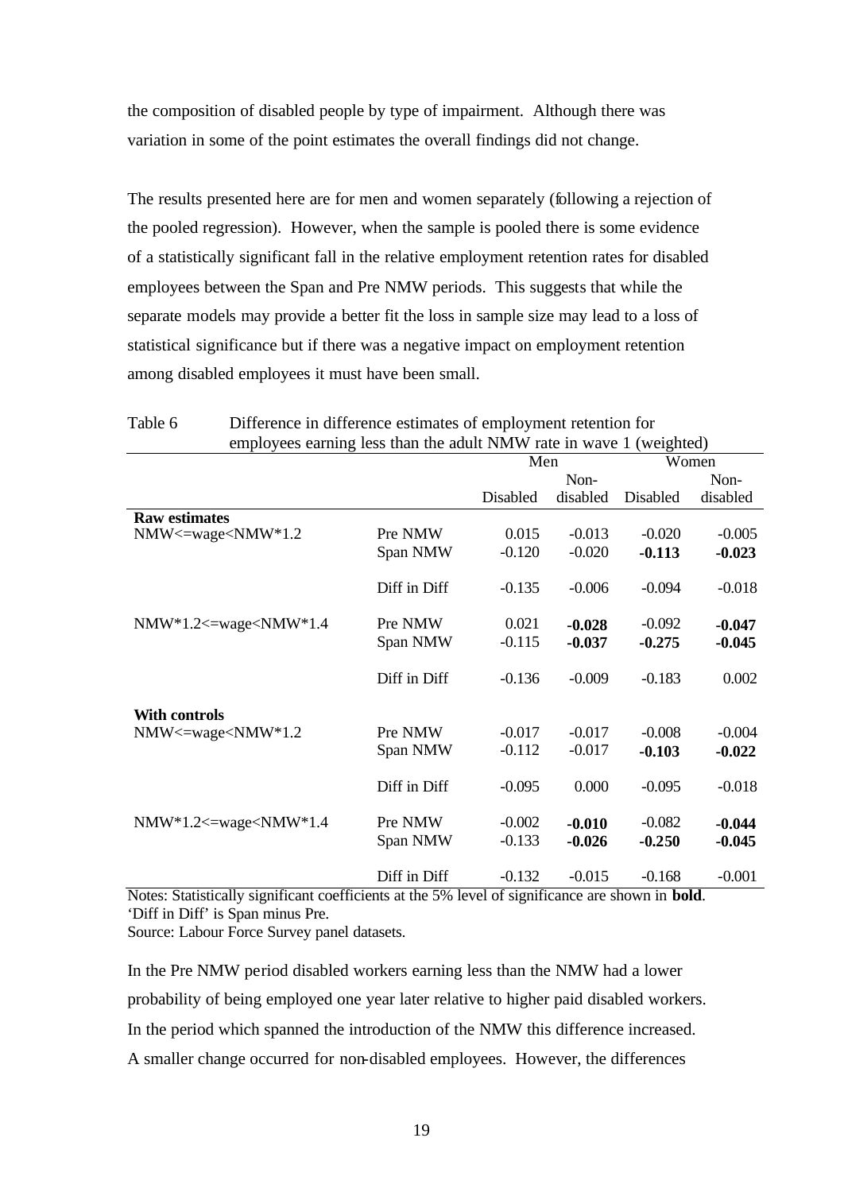the composition of disabled people by type of impairment. Although there was variation in some of the point estimates the overall findings did not change.

The results presented here are for men and women separately (following a rejection of the pooled regression). However, when the sample is pooled there is some evidence of a statistically significant fall in the relative employment retention rates for disabled employees between the Span and Pre NMW periods. This suggests that while the separate models may provide a better fit the loss in sample size may lead to a loss of statistical significance but if there was a negative impact on employment retention among disabled employees it must have been small.

Table 6 Difference in difference estimates of employment retention for employees earning less than the adult NMW rate in wave 1 (weighted)

| | | Men | | Women | |
|---|---|---|---|---|---|
| | | Disabled | Non-disabled | Disabled | Non-disabled |
| **Raw estimates** | | | | | |
| NMW<=wage<NMW*1.2 | Pre NMW | 0.015 | -0.013 | -0.020 | -0.005 |
| | Span NMW | -0.120 | -0.020 | **-0.113** | **-0.023** |
| | Diff in Diff | -0.135 | -0.006 | -0.094 | -0.018 |
| NMW*1.2<=wage<NMW*1.4 | Pre NMW | 0.021 | **-0.028** | -0.092 | **-0.047** |
| | Span NMW | -0.115 | **-0.037** | **-0.275** | **-0.045** |
| | Diff in Diff | -0.136 | -0.009 | -0.183 | 0.002 |
| **With controls** | | | | | |
| NMW<=wage<NMW*1.2 | Pre NMW | -0.017 | -0.017 | -0.008 | -0.004 |
| | Span NMW | -0.112 | -0.017 | **-0.103** | **-0.022** |
| | Diff in Diff | -0.095 | 0.000 | -0.095 | -0.018 |
| NMW*1.2<=wage<NMW*1.4 | Pre NMW | -0.002 | **-0.010** | -0.082 | **-0.044** |
| | Span NMW | -0.133 | **-0.026** | **-0.250** | **-0.045** |
| | Diff in Diff | -0.132 | -0.015 | -0.168 | -0.001 |

Notes: Statistically significant coefficients at the 5% level of significance are shown in **bold**.
'Diff in Diff' is Span minus Pre.
Source: Labour Force Survey panel datasets.

In the Pre NMW period disabled workers earning less than the NMW had a lower probability of being employed one year later relative to higher paid disabled workers. In the period which spanned the introduction of the NMW this difference increased. A smaller change occurred for non-disabled employees. However, the differences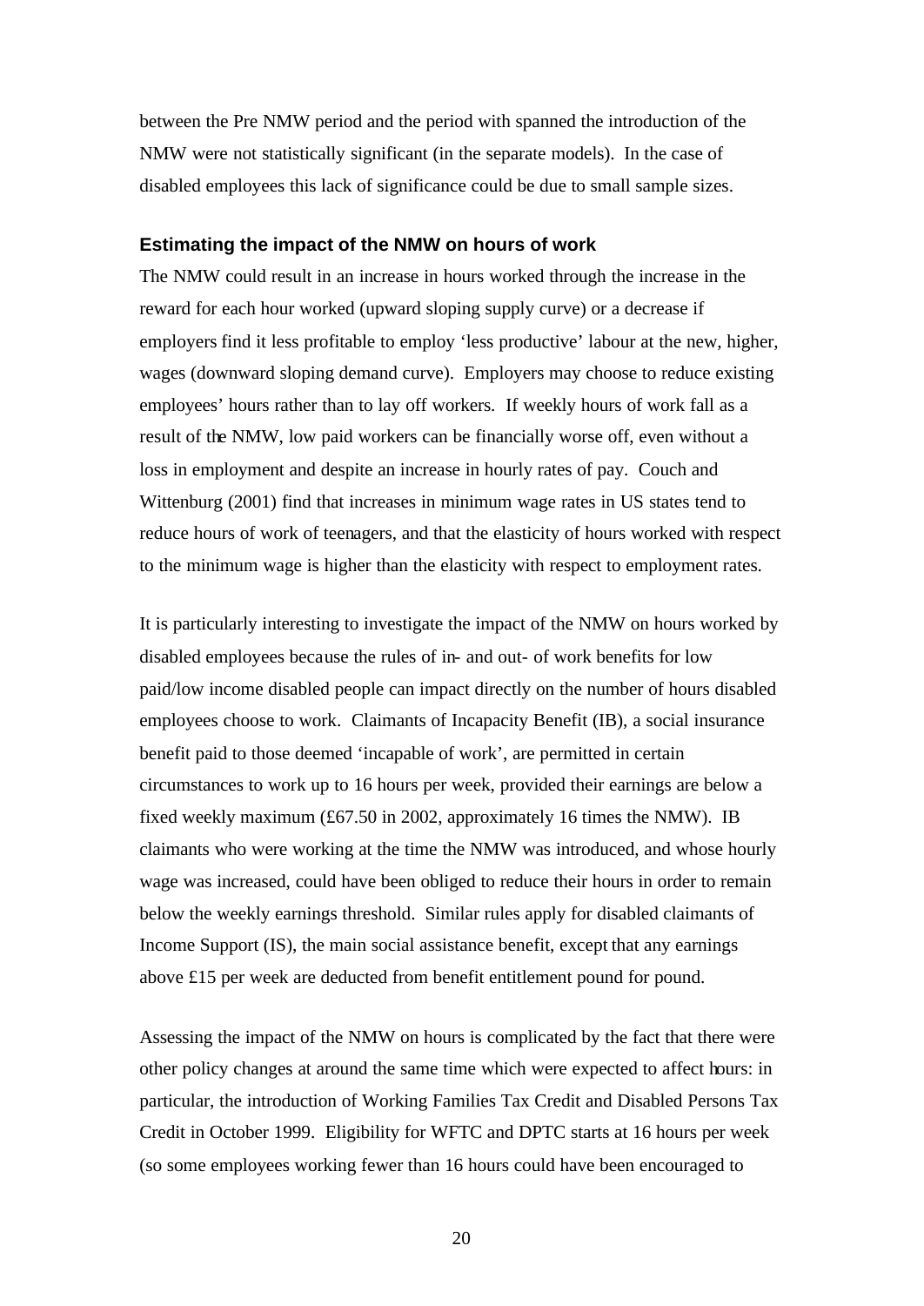between the Pre NMW period and the period with spanned the introduction of the NMW were not statistically significant (in the separate models). In the case of disabled employees this lack of significance could be due to small sample sizes.

### Estimating the impact of the NMW on hours of work

The NMW could result in an increase in hours worked through the increase in the reward for each hour worked (upward sloping supply curve) or a decrease if employers find it less profitable to employ 'less productive' labour at the new, higher, wages (downward sloping demand curve). Employers may choose to reduce existing employees' hours rather than to lay off workers. If weekly hours of work fall as a result of the NMW, low paid workers can be financially worse off, even without a loss in employment and despite an increase in hourly rates of pay. Couch and Wittenburg (2001) find that increases in minimum wage rates in US states tend to reduce hours of work of teenagers, and that the elasticity of hours worked with respect to the minimum wage is higher than the elasticity with respect to employment rates.

It is particularly interesting to investigate the impact of the NMW on hours worked by disabled employees because the rules of in- and out- of work benefits for low paid/low income disabled people can impact directly on the number of hours disabled employees choose to work. Claimants of Incapacity Benefit (IB), a social insurance benefit paid to those deemed 'incapable of work', are permitted in certain circumstances to work up to 16 hours per week, provided their earnings are below a fixed weekly maximum (£67.50 in 2002, approximately 16 times the NMW). IB claimants who were working at the time the NMW was introduced, and whose hourly wage was increased, could have been obliged to reduce their hours in order to remain below the weekly earnings threshold. Similar rules apply for disabled claimants of Income Support (IS), the main social assistance benefit, except that any earnings above £15 per week are deducted from benefit entitlement pound for pound.

Assessing the impact of the NMW on hours is complicated by the fact that there were other policy changes at around the same time which were expected to affect hours: in particular, the introduction of Working Families Tax Credit and Disabled Persons Tax Credit in October 1999. Eligibility for WFTC and DPTC starts at 16 hours per week (so some employees working fewer than 16 hours could have been encouraged to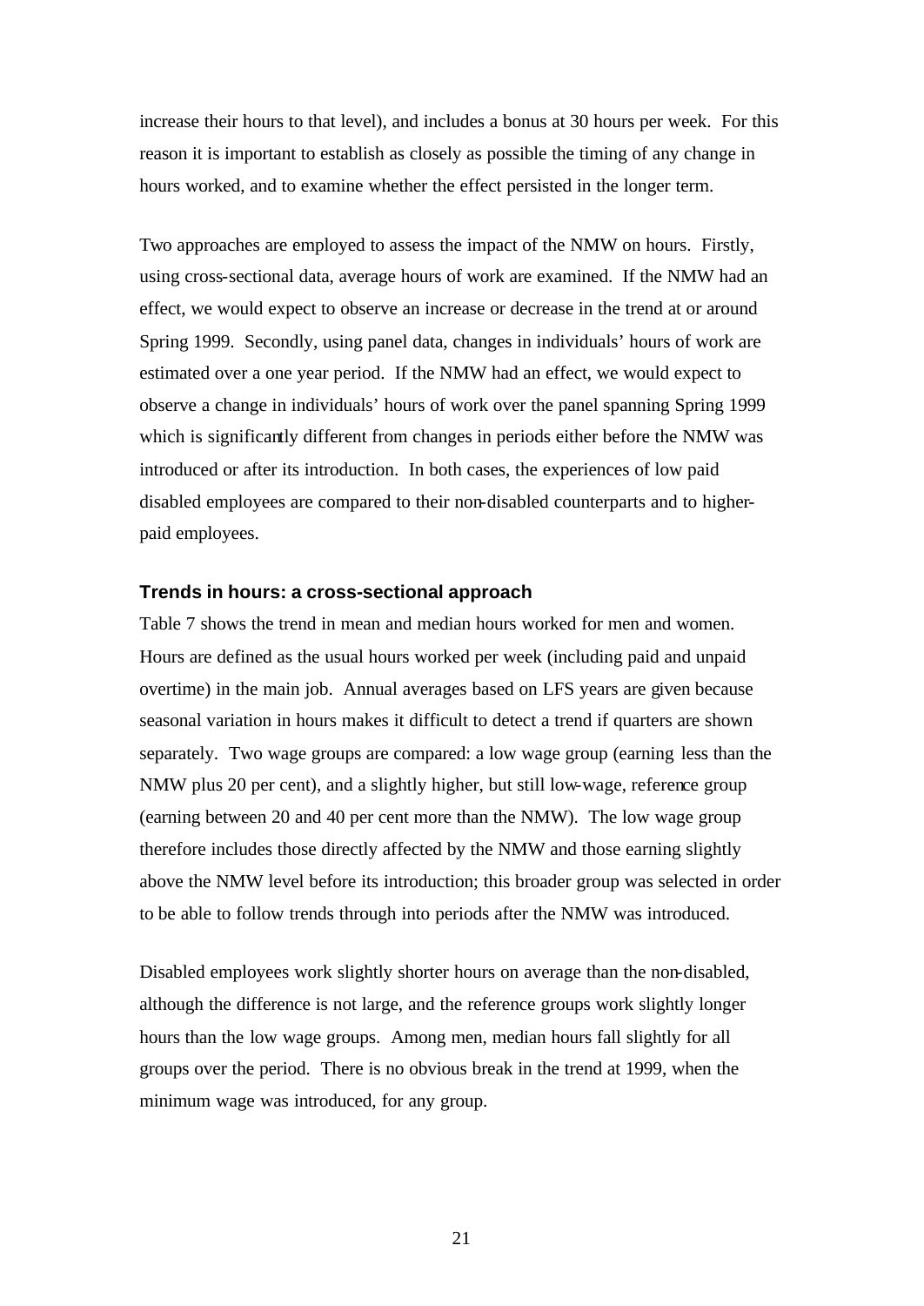increase their hours to that level), and includes a bonus at 30 hours per week. For this reason it is important to establish as closely as possible the timing of any change in hours worked, and to examine whether the effect persisted in the longer term.

Two approaches are employed to assess the impact of the NMW on hours. Firstly, using cross-sectional data, average hours of work are examined. If the NMW had an effect, we would expect to observe an increase or decrease in the trend at or around Spring 1999. Secondly, using panel data, changes in individuals' hours of work are estimated over a one year period. If the NMW had an effect, we would expect to observe a change in individuals' hours of work over the panel spanning Spring 1999 which is significantly different from changes in periods either before the NMW was introduced or after its introduction. In both cases, the experiences of low paid disabled employees are compared to their non-disabled counterparts and to higher-paid employees.

### Trends in hours: a cross-sectional approach

Table 7 shows the trend in mean and median hours worked for men and women. Hours are defined as the usual hours worked per week (including paid and unpaid overtime) in the main job. Annual averages based on LFS years are given because seasonal variation in hours makes it difficult to detect a trend if quarters are shown separately. Two wage groups are compared: a low wage group (earning less than the NMW plus 20 per cent), and a slightly higher, but still low-wage, reference group (earning between 20 and 40 per cent more than the NMW). The low wage group therefore includes those directly affected by the NMW and those earning slightly above the NMW level before its introduction; this broader group was selected in order to be able to follow trends through into periods after the NMW was introduced.

Disabled employees work slightly shorter hours on average than the non-disabled, although the difference is not large, and the reference groups work slightly longer hours than the low wage groups. Among men, median hours fall slightly for all groups over the period. There is no obvious break in the trend at 1999, when the minimum wage was introduced, for any group.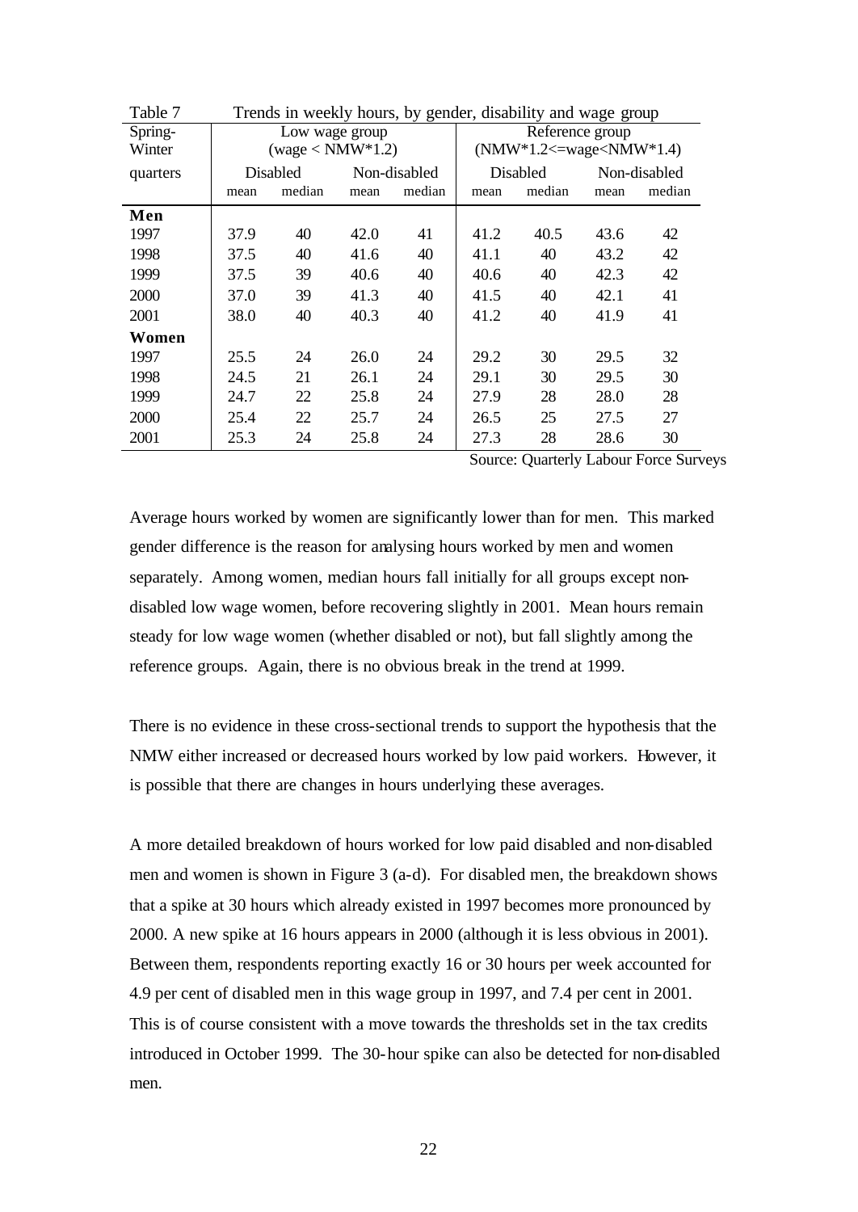Table 7 Trends in weekly hours, by gender, disability and wage group

| Spring-Winter quarters | Low wage group (wage < NMW*1.2) | | | | Reference group (NMW*1.2<=wage<NMW*1.4) | | | |
|---|---|---|---|---|---|---|---|---|
| | Disabled | | Non-disabled | | Disabled | | Non-disabled | |
| | mean | median | mean | median | mean | median | mean | median |
| **Men** | | | | | | | | |
| 1997 | 37.9 | 40 | 42.0 | 41 | 41.2 | 40.5 | 43.6 | 42 |
| 1998 | 37.5 | 40 | 41.6 | 40 | 41.1 | 40 | 43.2 | 42 |
| 1999 | 37.5 | 39 | 40.6 | 40 | 40.6 | 40 | 42.3 | 42 |
| 2000 | 37.0 | 39 | 41.3 | 40 | 41.5 | 40 | 42.1 | 41 |
| 2001 | 38.0 | 40 | 40.3 | 40 | 41.2 | 40 | 41.9 | 41 |
| **Women** | | | | | | | | |
| 1997 | 25.5 | 24 | 26.0 | 24 | 29.2 | 30 | 29.5 | 32 |
| 1998 | 24.5 | 21 | 26.1 | 24 | 29.1 | 30 | 29.5 | 30 |
| 1999 | 24.7 | 22 | 25.8 | 24 | 27.9 | 28 | 28.0 | 28 |
| 2000 | 25.4 | 22 | 25.7 | 24 | 26.5 | 25 | 27.5 | 27 |
| 2001 | 25.3 | 24 | 25.8 | 24 | 27.3 | 28 | 28.6 | 30 |

Source: Quarterly Labour Force Surveys

Average hours worked by women are significantly lower than for men. This marked gender difference is the reason for analysing hours worked by men and women separately. Among women, median hours fall initially for all groups except non-disabled low wage women, before recovering slightly in 2001. Mean hours remain steady for low wage women (whether disabled or not), but fall slightly among the reference groups. Again, there is no obvious break in the trend at 1999.

There is no evidence in these cross-sectional trends to support the hypothesis that the NMW either increased or decreased hours worked by low paid workers. However, it is possible that there are changes in hours underlying these averages.

A more detailed breakdown of hours worked for low paid disabled and non-disabled men and women is shown in Figure 3 (a-d). For disabled men, the breakdown shows that a spike at 30 hours which already existed in 1997 becomes more pronounced by 2000. A new spike at 16 hours appears in 2000 (although it is less obvious in 2001). Between them, respondents reporting exactly 16 or 30 hours per week accounted for 4.9 per cent of disabled men in this wage group in 1997, and 7.4 per cent in 2001. This is of course consistent with a move towards the thresholds set in the tax credits introduced in October 1999. The 30-hour spike can also be detected for non-disabled men.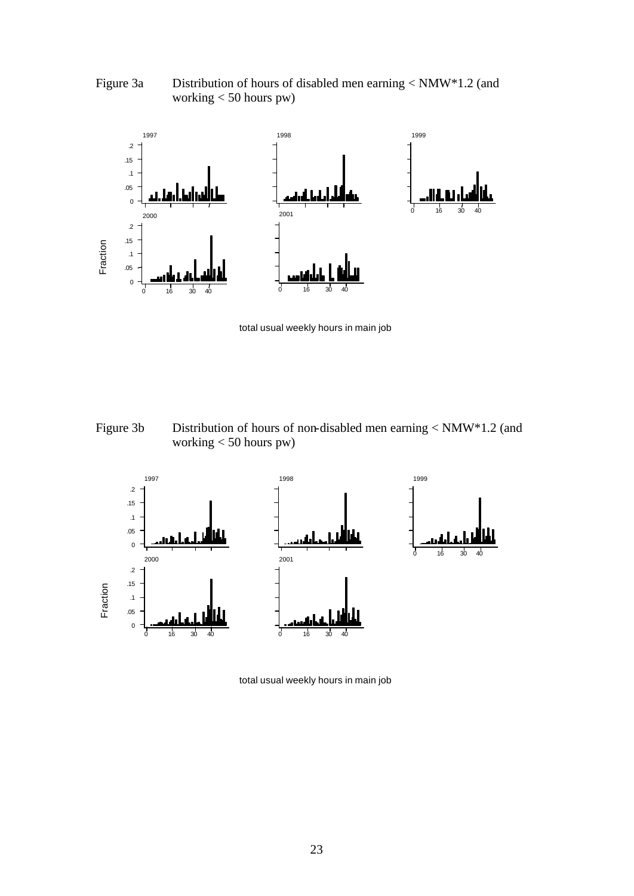Figure 3a Distribution of hours of disabled men earning < NMW*1.2 (and working < 50 hours pw)

Figure 3b Distribution of hours of non-disabled men earning < NMW*1.2 (and working < 50 hours pw)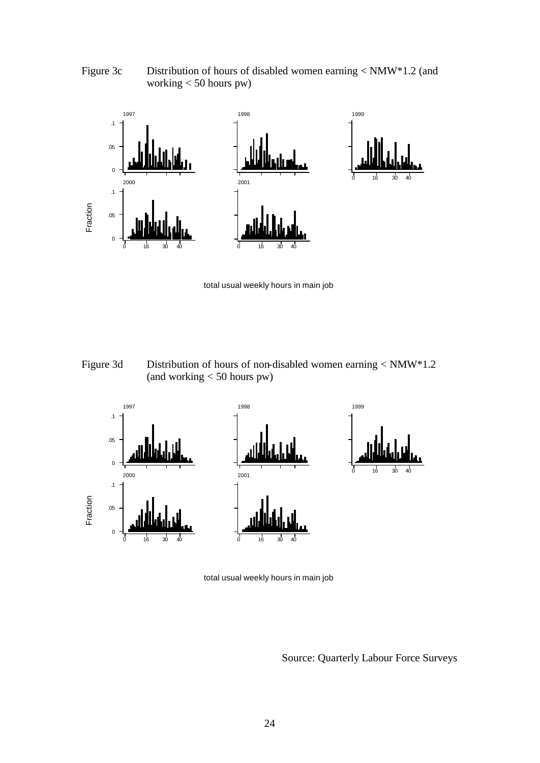Figure 3c Distribution of hours of disabled women earning < NMW*1.2 (and working < 50 hours pw)

Figure 3d Distribution of hours of non-disabled women earning < NMW*1.2 (and working < 50 hours pw)

Source: Quarterly Labour Force Surveys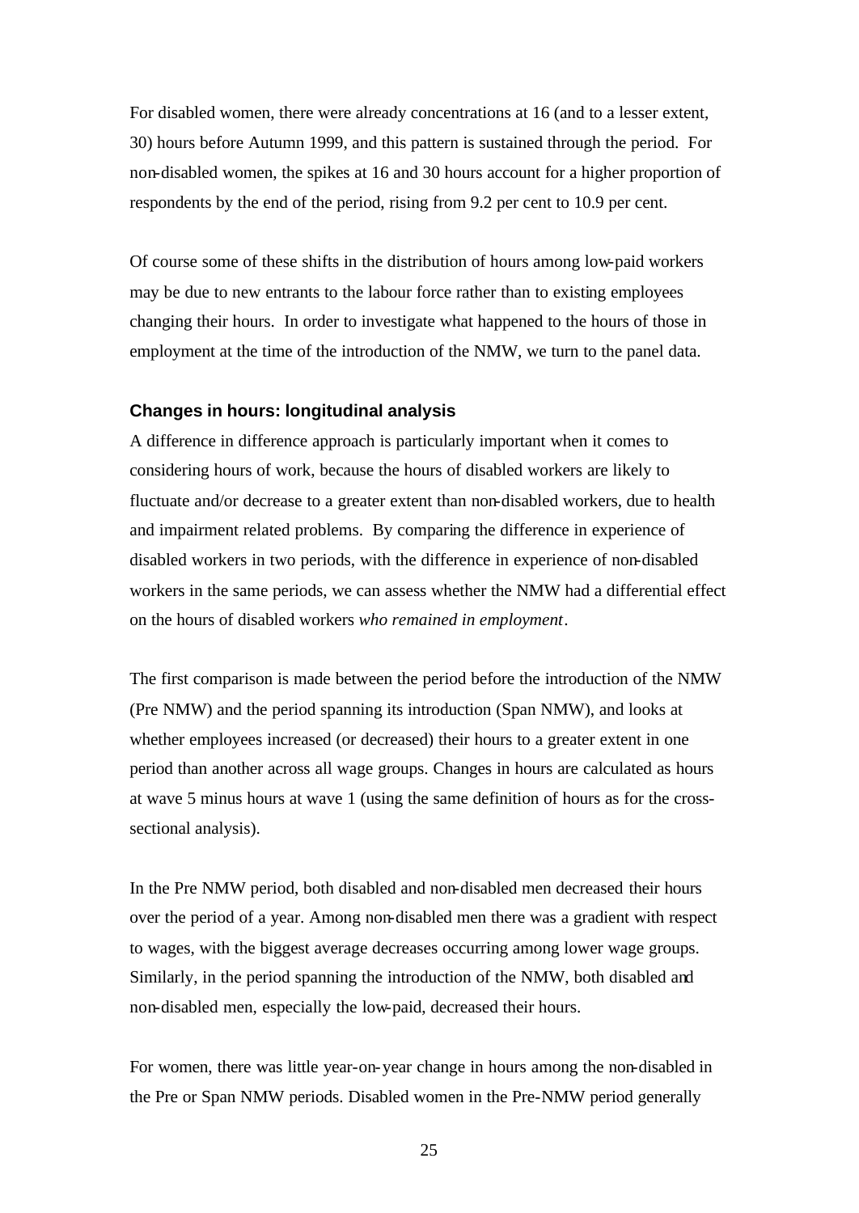For disabled women, there were already concentrations at 16 (and to a lesser extent, 30) hours before Autumn 1999, and this pattern is sustained through the period. For non-disabled women, the spikes at 16 and 30 hours account for a higher proportion of respondents by the end of the period, rising from 9.2 per cent to 10.9 per cent.

Of course some of these shifts in the distribution of hours among low-paid workers may be due to new entrants to the labour force rather than to existing employees changing their hours. In order to investigate what happened to the hours of those in employment at the time of the introduction of the NMW, we turn to the panel data.

### Changes in hours: longitudinal analysis

A difference in difference approach is particularly important when it comes to considering hours of work, because the hours of disabled workers are likely to fluctuate and/or decrease to a greater extent than non-disabled workers, due to health and impairment related problems. By comparing the difference in experience of disabled workers in two periods, with the difference in experience of non-disabled workers in the same periods, we can assess whether the NMW had a differential effect on the hours of disabled workers *who remained in employment*.

The first comparison is made between the period before the introduction of the NMW (Pre NMW) and the period spanning its introduction (Span NMW), and looks at whether employees increased (or decreased) their hours to a greater extent in one period than another across all wage groups. Changes in hours are calculated as hours at wave 5 minus hours at wave 1 (using the same definition of hours as for the cross-sectional analysis).

In the Pre NMW period, both disabled and non-disabled men decreased their hours over the period of a year. Among non-disabled men there was a gradient with respect to wages, with the biggest average decreases occurring among lower wage groups. Similarly, in the period spanning the introduction of the NMW, both disabled and non-disabled men, especially the low-paid, decreased their hours.

For women, there was little year-on-year change in hours among the non-disabled in the Pre or Span NMW periods. Disabled women in the Pre-NMW period generally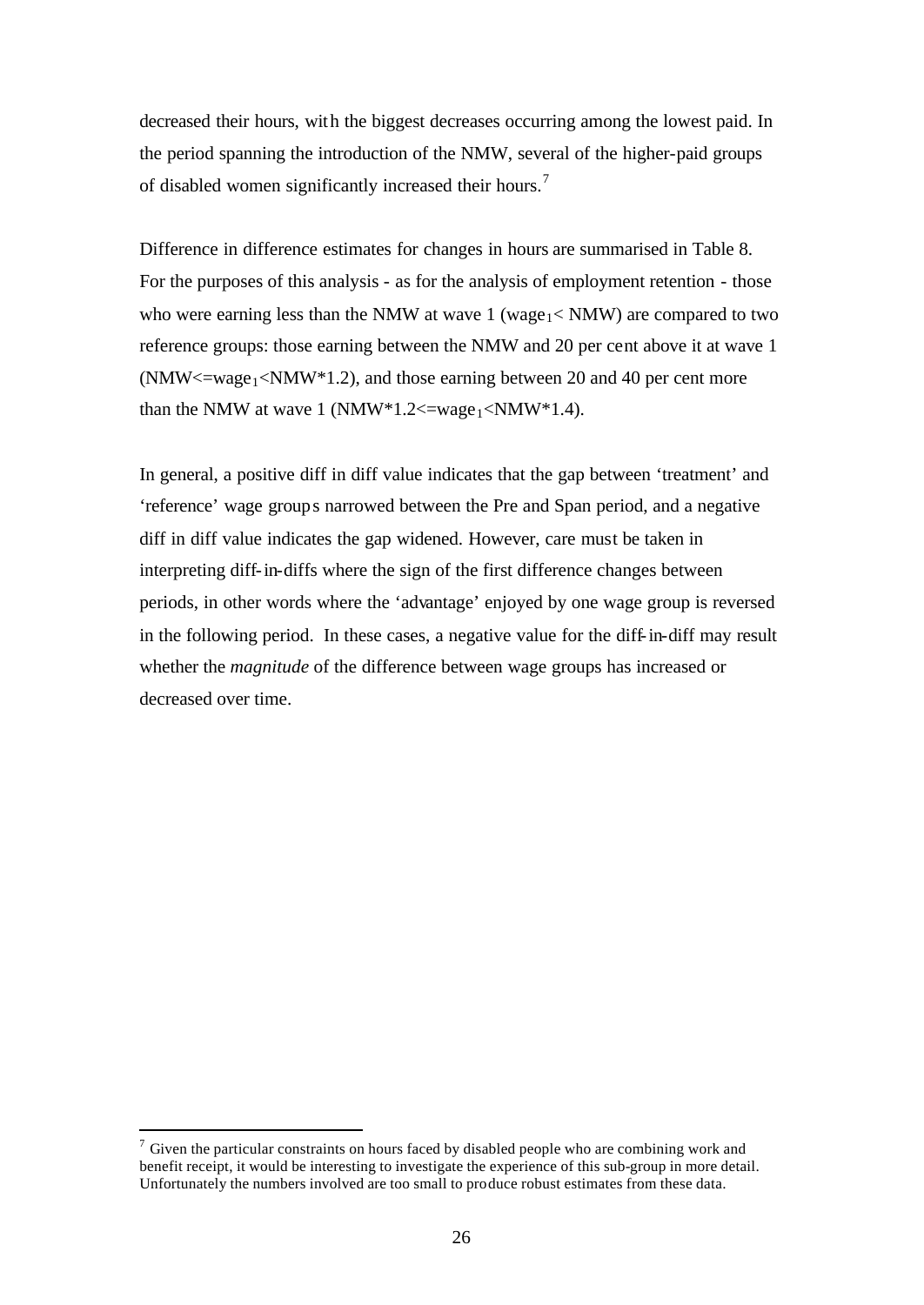decreased their hours, with the biggest decreases occurring among the lowest paid. In the period spanning the introduction of the NMW, several of the higher-paid groups of disabled women significantly increased their hours.[7]

Difference in difference estimates for changes in hours are summarised in Table 8. For the purposes of this analysis - as for the analysis of employment retention - those who were earning less than the NMW at wave 1 ($wage_1 <$ NMW) are compared to two reference groups: those earning between the NMW and 20 per cent above it at wave 1 ($NMW <= wage_1 < NMW*1.2$), and those earning between 20 and 40 per cent more than the NMW at wave 1 ($NMW*1.2 <= wage_1 < NMW*1.4$).

In general, a positive diff in diff value indicates that the gap between 'treatment' and 'reference' wage groups narrowed between the Pre and Span period, and a negative diff in diff value indicates the gap widened. However, care must be taken in interpreting diff-in-diffs where the sign of the first difference changes between periods, in other words where the 'advantage' enjoyed by one wage group is reversed in the following period. In these cases, a negative value for the diff-in-diff may result whether the *magnitude* of the difference between wage groups has increased or decreased over time.

---

[7] Given the particular constraints on hours faced by disabled people who are combining work and benefit receipt, it would be interesting to investigate the experience of this sub-group in more detail. Unfortunately the numbers involved are too small to produce robust estimates from these data.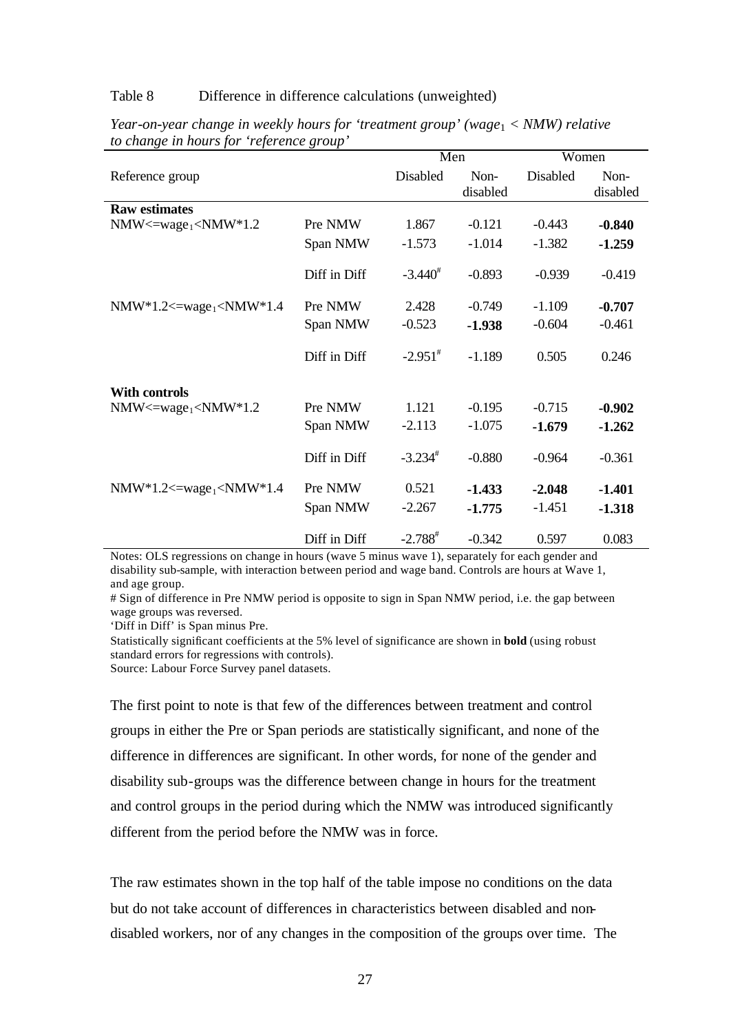Table 8 Difference in difference calculations (unweighted)

*Year-on-year change in weekly hours for 'treatment group' ($wage_1$ < NMW) relative to change in hours for 'reference group'*

| | | Men | | Women | |
|---|---|---|---|---|---|
| Reference group | | Disabled | Non-disabled | Disabled | Non-disabled |
| **Raw estimates** | | | | | |
| NMW<=$wage_1$<NMW*1.2 | Pre NMW | 1.867 | -0.121 | -0.443 | **-0.840** |
| | Span NMW | -1.573 | -1.014 | -1.382 | **-1.259** |
| | Diff in Diff | -3.440# | -0.893 | -0.939 | -0.419 |
| NMW*1.2<=$wage_1$<NMW*1.4 | Pre NMW | 2.428 | -0.749 | -1.109 | **-0.707** |
| | Span NMW | -0.523 | **-1.938** | -0.604 | -0.461 |
| | Diff in Diff | -2.951# | -1.189 | 0.505 | 0.246 |
| **With controls** | | | | | |
| NMW<=$wage_1$<NMW*1.2 | Pre NMW | 1.121 | -0.195 | -0.715 | **-0.902** |
| | Span NMW | -2.113 | -1.075 | **-1.679** | **-1.262** |
| | Diff in Diff | -3.234# | -0.880 | -0.964 | -0.361 |
| NMW*1.2<=$wage_1$<NMW*1.4 | Pre NMW | 0.521 | **-1.433** | **-2.048** | **-1.401** |
| | Span NMW | -2.267 | **-1.775** | -1.451 | **-1.318** |
| | Diff in Diff | -2.788# | -0.342 | 0.597 | 0.083 |

Notes: OLS regressions on change in hours (wave 5 minus wave 1), separately for each gender and disability sub-sample, with interaction between period and wage band. Controls are hours at Wave 1, and age group.

# Sign of difference in Pre NMW period is opposite to sign in Span NMW period, i.e. the gap between wage groups was reversed.

'Diff in Diff' is Span minus Pre.

Statistically significant coefficients at the 5% level of significance are shown in **bold** (using robust standard errors for regressions with controls).

Source: Labour Force Survey panel datasets.

The first point to note is that few of the differences between treatment and control groups in either the Pre or Span periods are statistically significant, and none of the difference in differences are significant. In other words, for none of the gender and disability sub-groups was the difference between change in hours for the treatment and control groups in the period during which the NMW was introduced significantly different from the period before the NMW was in force.

The raw estimates shown in the top half of the table impose no conditions on the data but do not take account of differences in characteristics between disabled and non-disabled workers, nor of any changes in the composition of the groups over time. The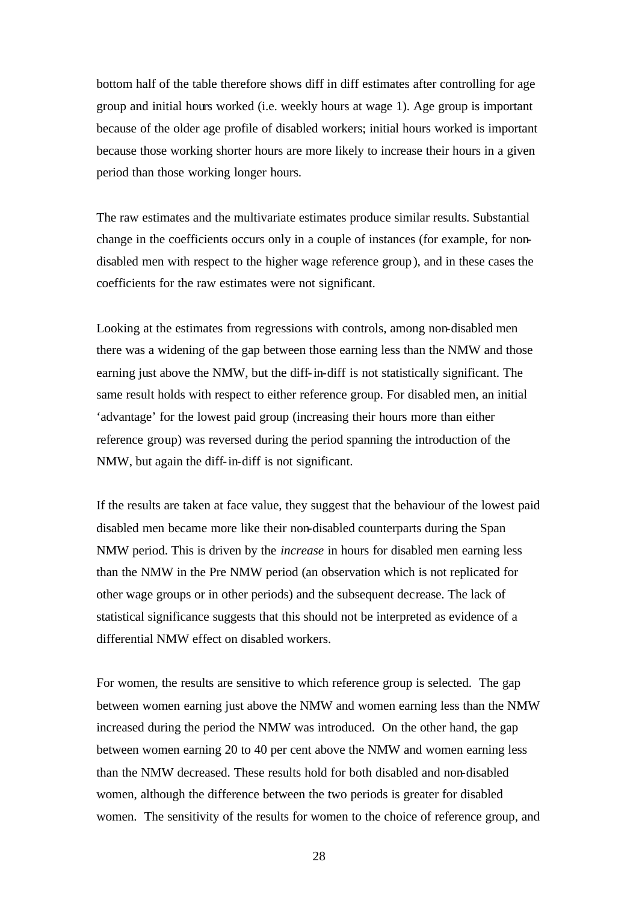bottom half of the table therefore shows diff in diff estimates after controlling for age group and initial hours worked (i.e. weekly hours at wage 1). Age group is important because of the older age profile of disabled workers; initial hours worked is important because those working shorter hours are more likely to increase their hours in a given period than those working longer hours.

The raw estimates and the multivariate estimates produce similar results. Substantial change in the coefficients occurs only in a couple of instances (for example, for non-disabled men with respect to the higher wage reference group), and in these cases the coefficients for the raw estimates were not significant.

Looking at the estimates from regressions with controls, among non-disabled men there was a widening of the gap between those earning less than the NMW and those earning just above the NMW, but the diff-in-diff is not statistically significant. The same result holds with respect to either reference group. For disabled men, an initial 'advantage' for the lowest paid group (increasing their hours more than either reference group) was reversed during the period spanning the introduction of the NMW, but again the diff-in-diff is not significant.

If the results are taken at face value, they suggest that the behaviour of the lowest paid disabled men became more like their non-disabled counterparts during the Span NMW period. This is driven by the *increase* in hours for disabled men earning less than the NMW in the Pre NMW period (an observation which is not replicated for other wage groups or in other periods) and the subsequent decrease. The lack of statistical significance suggests that this should not be interpreted as evidence of a differential NMW effect on disabled workers.

For women, the results are sensitive to which reference group is selected. The gap between women earning just above the NMW and women earning less than the NMW increased during the period the NMW was introduced. On the other hand, the gap between women earning 20 to 40 per cent above the NMW and women earning less than the NMW decreased. These results hold for both disabled and non-disabled women, although the difference between the two periods is greater for disabled women. The sensitivity of the results for women to the choice of reference group, and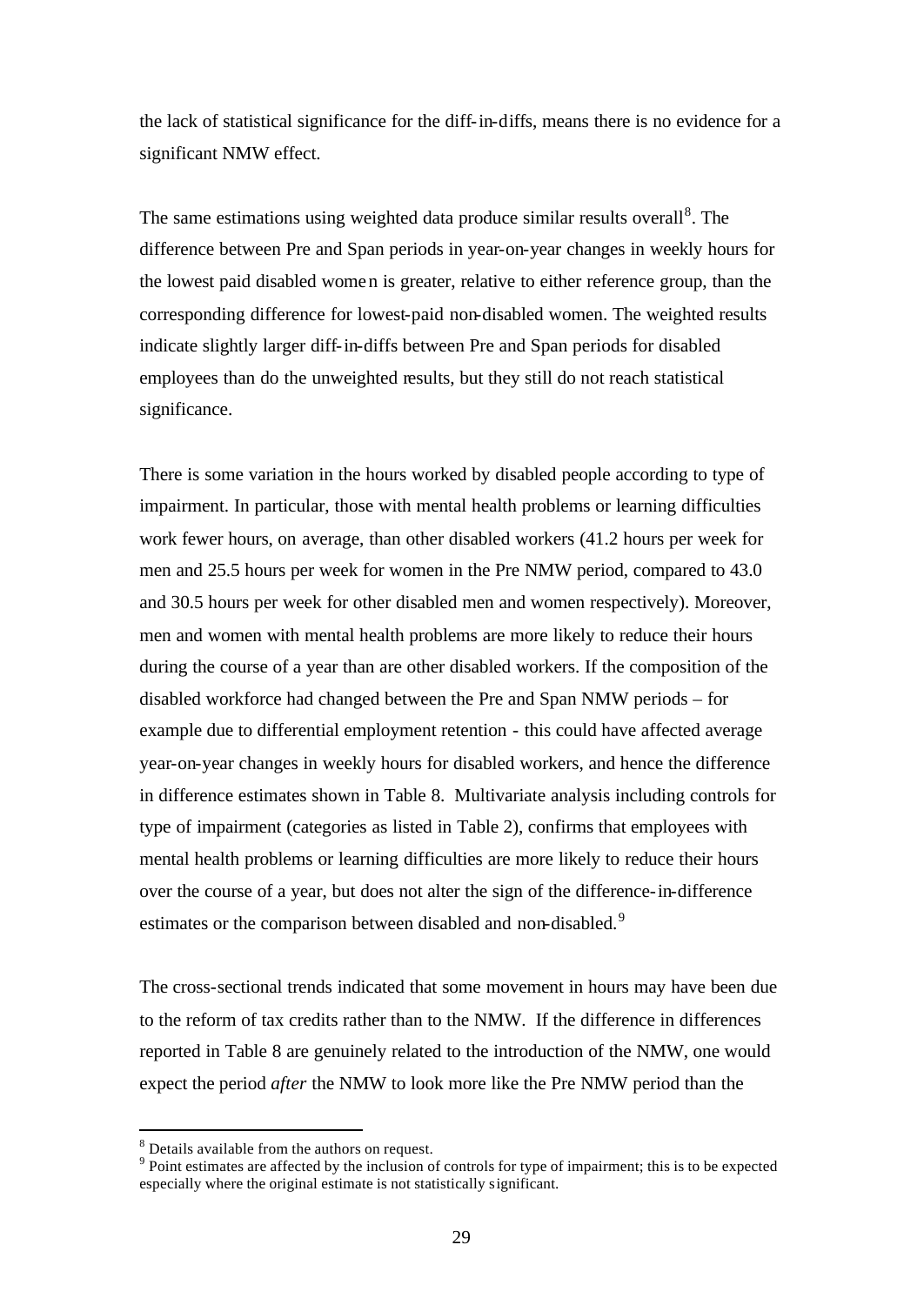the lack of statistical significance for the diff-in-diffs, means there is no evidence for a significant NMW effect.

The same estimations using weighted data produce similar results overall[8]. The difference between Pre and Span periods in year-on-year changes in weekly hours for the lowest paid disabled women is greater, relative to either reference group, than the corresponding difference for lowest-paid non-disabled women. The weighted results indicate slightly larger diff-in-diffs between Pre and Span periods for disabled employees than do the unweighted results, but they still do not reach statistical significance.

There is some variation in the hours worked by disabled people according to type of impairment. In particular, those with mental health problems or learning difficulties work fewer hours, on average, than other disabled workers (41.2 hours per week for men and 25.5 hours per week for women in the Pre NMW period, compared to 43.0 and 30.5 hours per week for other disabled men and women respectively). Moreover, men and women with mental health problems are more likely to reduce their hours during the course of a year than are other disabled workers. If the composition of the disabled workforce had changed between the Pre and Span NMW periods – for example due to differential employment retention - this could have affected average year-on-year changes in weekly hours for disabled workers, and hence the difference in difference estimates shown in Table 8. Multivariate analysis including controls for type of impairment (categories as listed in Table 2), confirms that employees with mental health problems or learning difficulties are more likely to reduce their hours over the course of a year, but does not alter the sign of the difference-in-difference estimates or the comparison between disabled and non-disabled.[9]

The cross-sectional trends indicated that some movement in hours may have been due to the reform of tax credits rather than to the NMW. If the difference in differences reported in Table 8 are genuinely related to the introduction of the NMW, one would expect the period *after* the NMW to look more like the Pre NMW period than the

---

[8] Details available from the authors on request.

[9] Point estimates are affected by the inclusion of controls for type of impairment; this is to be expected especially where the original estimate is not statistically significant.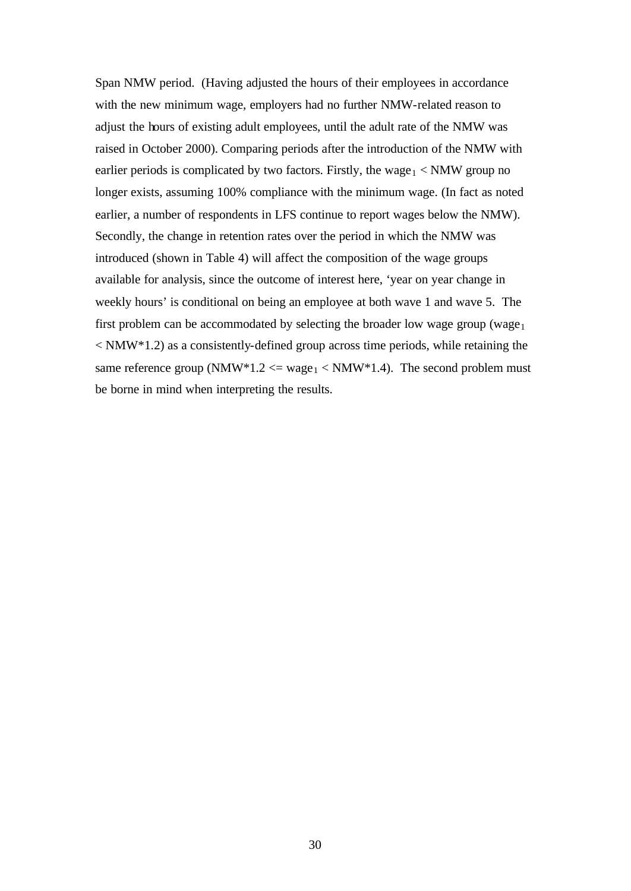Span NMW period. (Having adjusted the hours of their employees in accordance with the new minimum wage, employers had no further NMW-related reason to adjust the hours of existing adult employees, until the adult rate of the NMW was raised in October 2000). Comparing periods after the introduction of the NMW with earlier periods is complicated by two factors. Firstly, the $wage_1$ < NMW group no longer exists, assuming 100% compliance with the minimum wage. (In fact as noted earlier, a number of respondents in LFS continue to report wages below the NMW). Secondly, the change in retention rates over the period in which the NMW was introduced (shown in Table 4) will affect the composition of the wage groups available for analysis, since the outcome of interest here, 'year on year change in weekly hours' is conditional on being an employee at both wave 1 and wave 5. The first problem can be accommodated by selecting the broader low wage group ($wage_1$ < NMW*1.2) as a consistently-defined group across time periods, while retaining the same reference group (NMW*1.2 <= $wage_1$ < NMW*1.4). The second problem must be borne in mind when interpreting the results.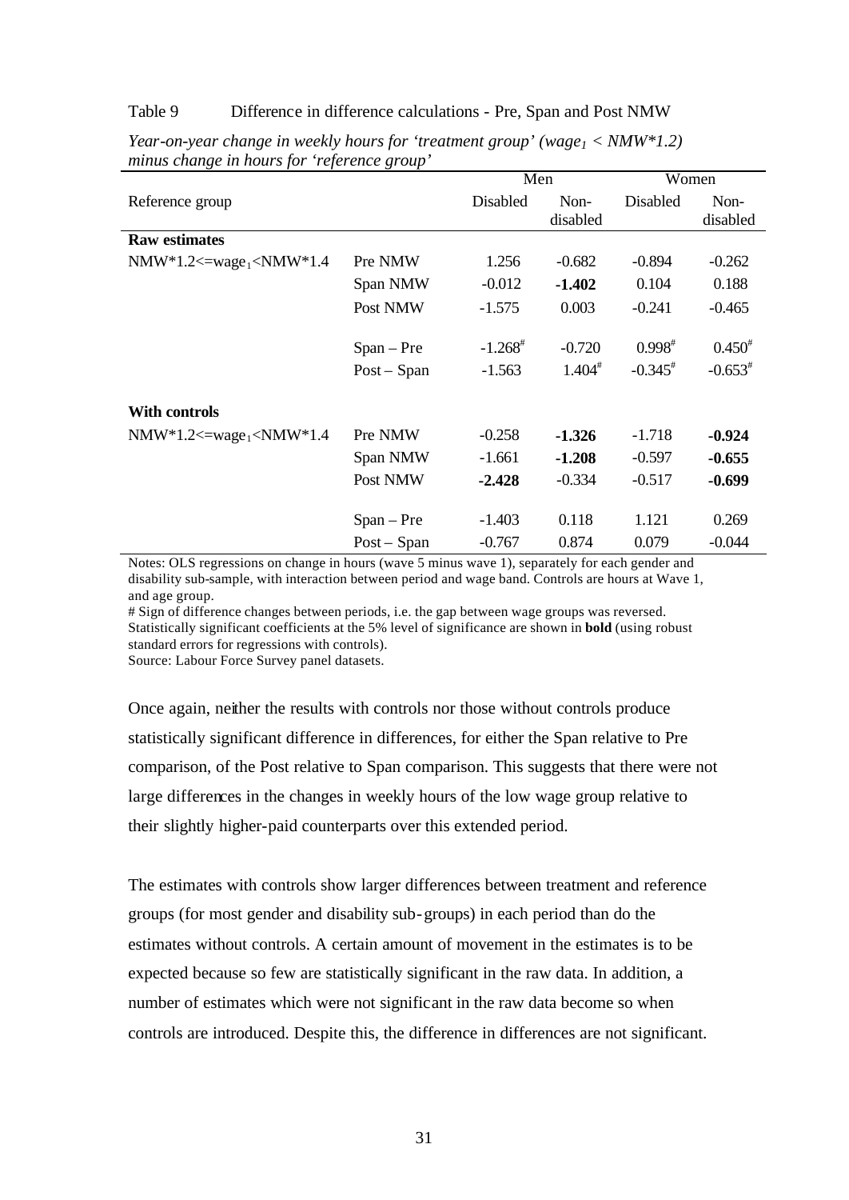Table 9 Difference in difference calculations - Pre, Span and Post NMW

*Year-on-year change in weekly hours for 'treatment group' ($wage_1 < NMW*1.2$) minus change in hours for 'reference group'*

| | | Men | | Women | |
|---|---|---|---|---|---|
| Reference group | | Disabled | Non-disabled | Disabled | Non-disabled |
| **Raw estimates** | | | | | |
| $NMW*1.2 <= wage_1 < NMW*1.4$ | Pre NMW | 1.256 | -0.682 | -0.894 | -0.262 |
| | Span NMW | -0.012 | **-1.402** | 0.104 | 0.188 |
| | Post NMW | -1.575 | 0.003 | -0.241 | -0.465 |
| | Span – Pre | -1.268# | -0.720 | 0.998# | 0.450# |
| | Post – Span | -1.563 | 1.404# | -0.345# | -0.653# |
| **With controls** | | | | | |
| $NMW*1.2 <= wage_1 < NMW*1.4$ | Pre NMW | -0.258 | **-1.326** | -1.718 | **-0.924** |
| | Span NMW | -1.661 | **-1.208** | -0.597 | **-0.655** |
| | Post NMW | **-2.428** | -0.334 | -0.517 | **-0.699** |
| | Span – Pre | -1.403 | 0.118 | 1.121 | 0.269 |
| | Post – Span | -0.767 | 0.874 | 0.079 | -0.044 |

Notes: OLS regressions on change in hours (wave 5 minus wave 1), separately for each gender and disability sub-sample, with interaction between period and wage band. Controls are hours at Wave 1, and age group.
# Sign of difference changes between periods, i.e. the gap between wage groups was reversed.
Statistically significant coefficients at the 5% level of significance are shown in **bold** (using robust standard errors for regressions with controls).
Source: Labour Force Survey panel datasets.

Once again, neither the results with controls nor those without controls produce statistically significant difference in differences, for either the Span relative to Pre comparison, of the Post relative to Span comparison. This suggests that there were not large differences in the changes in weekly hours of the low wage group relative to their slightly higher-paid counterparts over this extended period.

The estimates with controls show larger differences between treatment and reference groups (for most gender and disability sub-groups) in each period than do the estimates without controls. A certain amount of movement in the estimates is to be expected because so few are statistically significant in the raw data. In addition, a number of estimates which were not significant in the raw data become so when controls are introduced. Despite this, the difference in differences are not significant.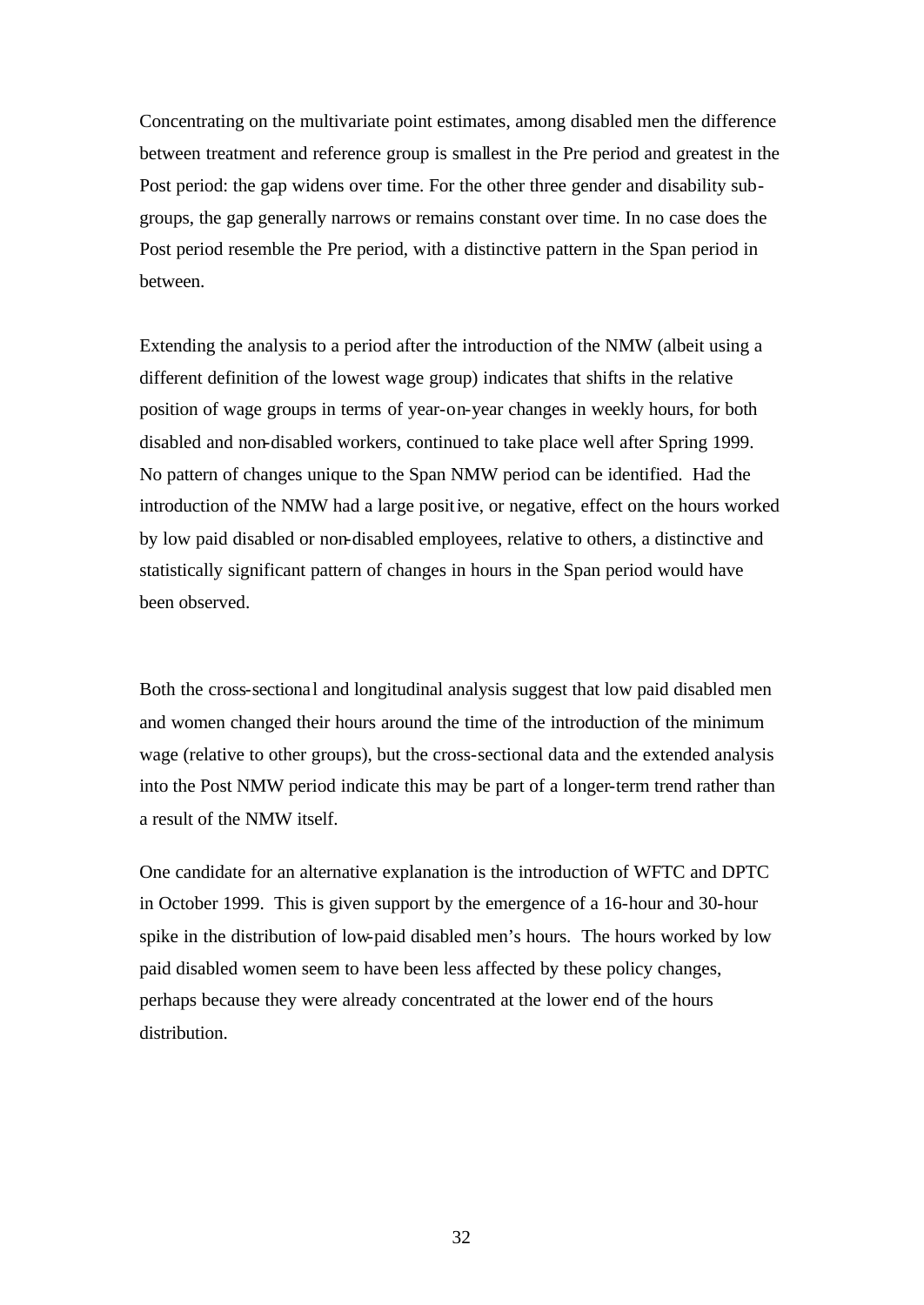Concentrating on the multivariate point estimates, among disabled men the difference between treatment and reference group is smallest in the Pre period and greatest in the Post period: the gap widens over time. For the other three gender and disability sub-groups, the gap generally narrows or remains constant over time. In no case does the Post period resemble the Pre period, with a distinctive pattern in the Span period in between.

Extending the analysis to a period after the introduction of the NMW (albeit using a different definition of the lowest wage group) indicates that shifts in the relative position of wage groups in terms of year-on-year changes in weekly hours, for both disabled and non-disabled workers, continued to take place well after Spring 1999. No pattern of changes unique to the Span NMW period can be identified. Had the introduction of the NMW had a large positive, or negative, effect on the hours worked by low paid disabled or non-disabled employees, relative to others, a distinctive and statistically significant pattern of changes in hours in the Span period would have been observed.

Both the cross-sectional and longitudinal analysis suggest that low paid disabled men and women changed their hours around the time of the introduction of the minimum wage (relative to other groups), but the cross-sectional data and the extended analysis into the Post NMW period indicate this may be part of a longer-term trend rather than a result of the NMW itself.

One candidate for an alternative explanation is the introduction of WFTC and DPTC in October 1999. This is given support by the emergence of a 16-hour and 30-hour spike in the distribution of low-paid disabled men's hours. The hours worked by low paid disabled women seem to have been less affected by these policy changes, perhaps because they were already concentrated at the lower end of the hours distribution.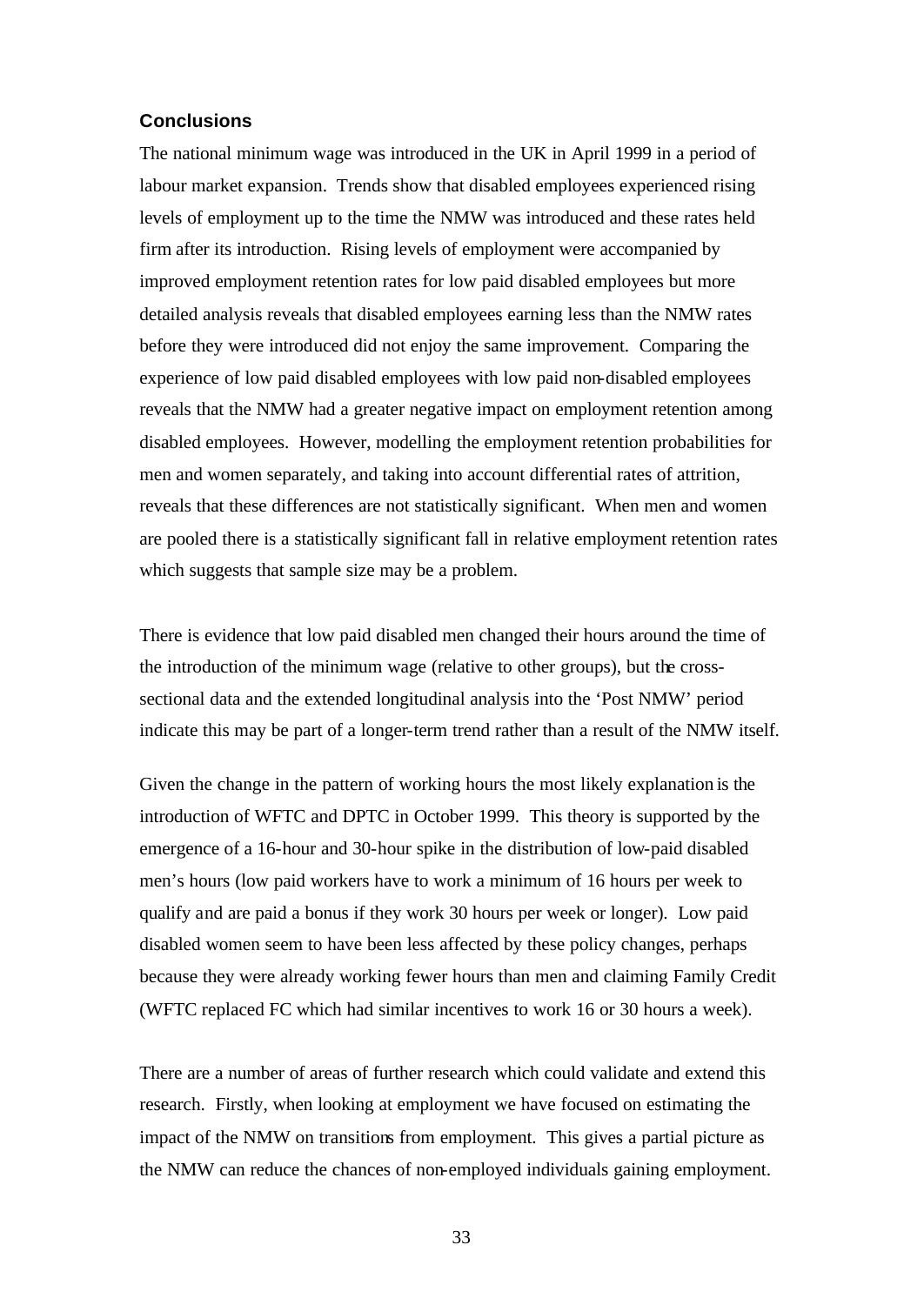### Conclusions

The national minimum wage was introduced in the UK in April 1999 in a period of labour market expansion. Trends show that disabled employees experienced rising levels of employment up to the time the NMW was introduced and these rates held firm after its introduction. Rising levels of employment were accompanied by improved employment retention rates for low paid disabled employees but more detailed analysis reveals that disabled employees earning less than the NMW rates before they were introduced did not enjoy the same improvement. Comparing the experience of low paid disabled employees with low paid non-disabled employees reveals that the NMW had a greater negative impact on employment retention among disabled employees. However, modelling the employment retention probabilities for men and women separately, and taking into account differential rates of attrition, reveals that these differences are not statistically significant. When men and women are pooled there is a statistically significant fall in relative employment retention rates which suggests that sample size may be a problem.

There is evidence that low paid disabled men changed their hours around the time of the introduction of the minimum wage (relative to other groups), but the cross-sectional data and the extended longitudinal analysis into the 'Post NMW' period indicate this may be part of a longer-term trend rather than a result of the NMW itself.

Given the change in the pattern of working hours the most likely explanation is the introduction of WFTC and DPTC in October 1999. This theory is supported by the emergence of a 16-hour and 30-hour spike in the distribution of low-paid disabled men's hours (low paid workers have to work a minimum of 16 hours per week to qualify and are paid a bonus if they work 30 hours per week or longer). Low paid disabled women seem to have been less affected by these policy changes, perhaps because they were already working fewer hours than men and claiming Family Credit (WFTC replaced FC which had similar incentives to work 16 or 30 hours a week).

There are a number of areas of further research which could validate and extend this research. Firstly, when looking at employment we have focused on estimating the impact of the NMW on transitions from employment. This gives a partial picture as the NMW can reduce the chances of non-employed individuals gaining employment.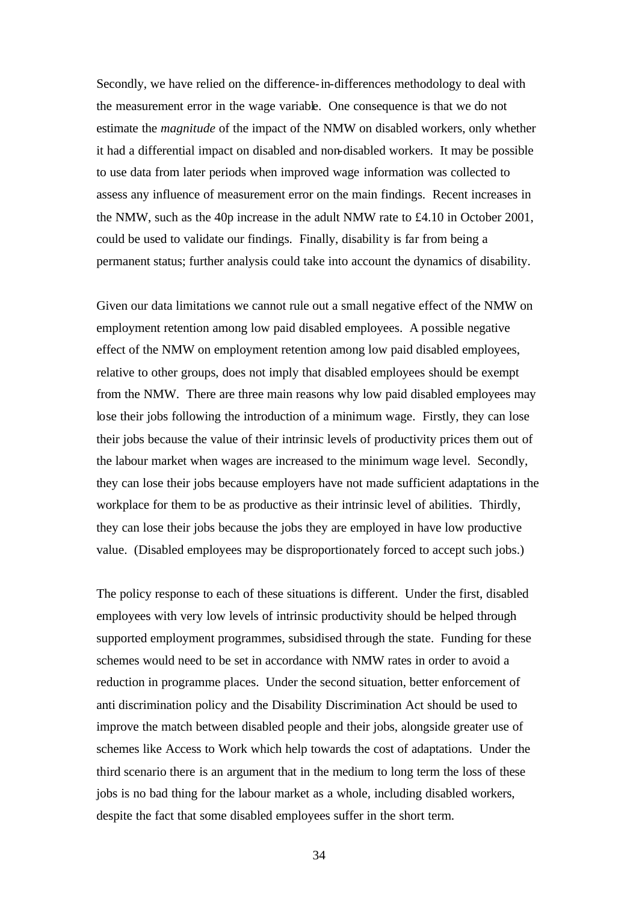Secondly, we have relied on the difference-in-differences methodology to deal with the measurement error in the wage variable. One consequence is that we do not estimate the *magnitude* of the impact of the NMW on disabled workers, only whether it had a differential impact on disabled and non-disabled workers. It may be possible to use data from later periods when improved wage information was collected to assess any influence of measurement error on the main findings. Recent increases in the NMW, such as the 40p increase in the adult NMW rate to £4.10 in October 2001, could be used to validate our findings. Finally, disability is far from being a permanent status; further analysis could take into account the dynamics of disability.

Given our data limitations we cannot rule out a small negative effect of the NMW on employment retention among low paid disabled employees. A possible negative effect of the NMW on employment retention among low paid disabled employees, relative to other groups, does not imply that disabled employees should be exempt from the NMW. There are three main reasons why low paid disabled employees may lose their jobs following the introduction of a minimum wage. Firstly, they can lose their jobs because the value of their intrinsic levels of productivity prices them out of the labour market when wages are increased to the minimum wage level. Secondly, they can lose their jobs because employers have not made sufficient adaptations in the workplace for them to be as productive as their intrinsic level of abilities. Thirdly, they can lose their jobs because the jobs they are employed in have low productive value. (Disabled employees may be disproportionately forced to accept such jobs.)

The policy response to each of these situations is different. Under the first, disabled employees with very low levels of intrinsic productivity should be helped through supported employment programmes, subsidised through the state. Funding for these schemes would need to be set in accordance with NMW rates in order to avoid a reduction in programme places. Under the second situation, better enforcement of anti discrimination policy and the Disability Discrimination Act should be used to improve the match between disabled people and their jobs, alongside greater use of schemes like Access to Work which help towards the cost of adaptations. Under the third scenario there is an argument that in the medium to long term the loss of these jobs is no bad thing for the labour market as a whole, including disabled workers, despite the fact that some disabled employees suffer in the short term.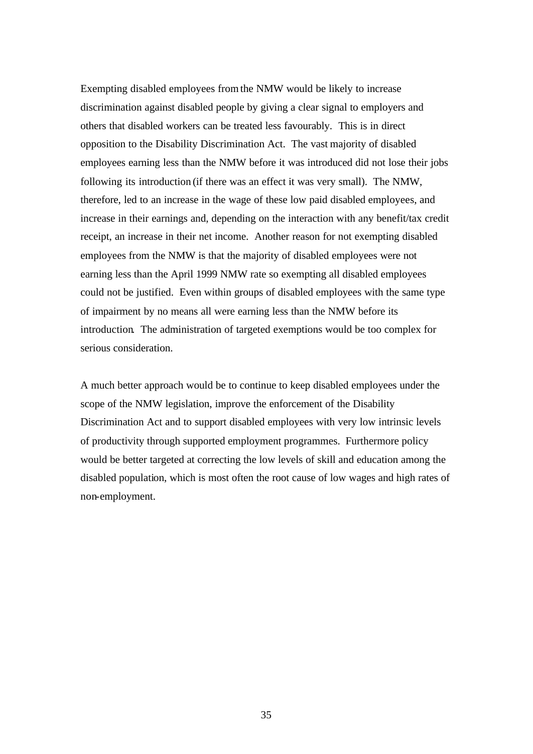Exempting disabled employees from the NMW would be likely to increase discrimination against disabled people by giving a clear signal to employers and others that disabled workers can be treated less favourably. This is in direct opposition to the Disability Discrimination Act. The vast majority of disabled employees earning less than the NMW before it was introduced did not lose their jobs following its introduction (if there was an effect it was very small). The NMW, therefore, led to an increase in the wage of these low paid disabled employees, and increase in their earnings and, depending on the interaction with any benefit/tax credit receipt, an increase in their net income. Another reason for not exempting disabled employees from the NMW is that the majority of disabled employees were not earning less than the April 1999 NMW rate so exempting all disabled employees could not be justified. Even within groups of disabled employees with the same type of impairment by no means all were earning less than the NMW before its introduction. The administration of targeted exemptions would be too complex for serious consideration.

A much better approach would be to continue to keep disabled employees under the scope of the NMW legislation, improve the enforcement of the Disability Discrimination Act and to support disabled employees with very low intrinsic levels of productivity through supported employment programmes. Furthermore policy would be better targeted at correcting the low levels of skill and education among the disabled population, which is most often the root cause of low wages and high rates of non-employment.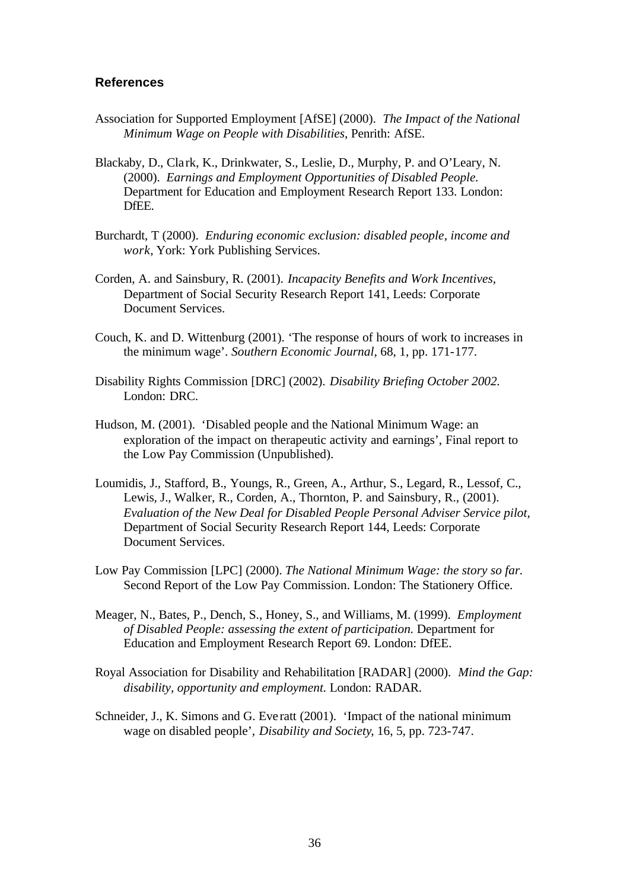### References

Association for Supported Employment [AfSE] (2000). *The Impact of the National Minimum Wage on People with Disabilities*, Penrith: AfSE.

Blackaby, D., Clark, K., Drinkwater, S., Leslie, D., Murphy, P. and O'Leary, N. (2000). *Earnings and Employment Opportunities of Disabled People.* Department for Education and Employment Research Report 133. London: DfEE.

Burchardt, T (2000). *Enduring economic exclusion: disabled people, income and work*, York: York Publishing Services.

Corden, A. and Sainsbury, R. (2001). *Incapacity Benefits and Work Incentives*, Department of Social Security Research Report 141, Leeds: Corporate Document Services.

Couch, K. and D. Wittenburg (2001). 'The response of hours of work to increases in the minimum wage'. *Southern Economic Journal*, 68, 1, pp. 171-177.

Disability Rights Commission [DRC] (2002). *Disability Briefing October 2002.* London: DRC.

Hudson, M. (2001). 'Disabled people and the National Minimum Wage: an exploration of the impact on therapeutic activity and earnings', Final report to the Low Pay Commission (Unpublished).

Loumidis, J., Stafford, B., Youngs, R., Green, A., Arthur, S., Legard, R., Lessof, C., Lewis, J., Walker, R., Corden, A., Thornton, P. and Sainsbury, R., (2001). *Evaluation of the New Deal for Disabled People Personal Adviser Service pilot*, Department of Social Security Research Report 144, Leeds: Corporate Document Services.

Low Pay Commission [LPC] (2000). *The National Minimum Wage: the story so far.* Second Report of the Low Pay Commission. London: The Stationery Office.

Meager, N., Bates, P., Dench, S., Honey, S., and Williams, M. (1999). *Employment of Disabled People: assessing the extent of participation.* Department for Education and Employment Research Report 69. London: DfEE.

Royal Association for Disability and Rehabilitation [RADAR] (2000). *Mind the Gap: disability, opportunity and employment.* London: RADAR.

Schneider, J., K. Simons and G. Everatt (2001). 'Impact of the national minimum wage on disabled people', *Disability and Society*, 16, 5, pp. 723-747.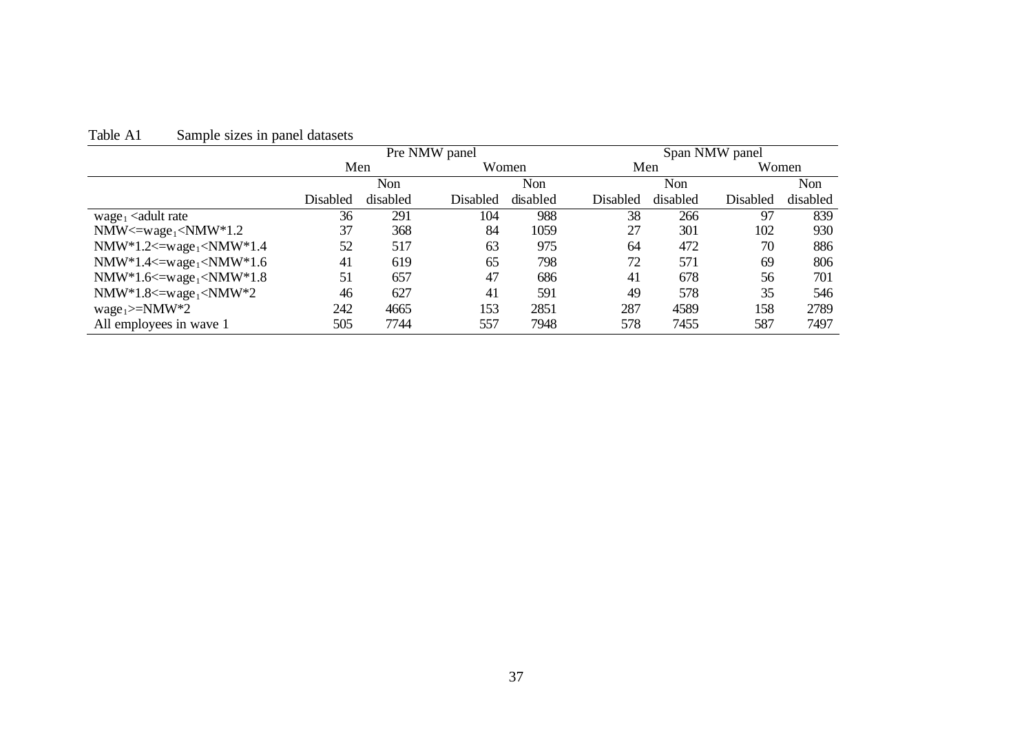Table A1 Sample sizes in panel datasets

| | Pre NMW panel | | | | Span NMW panel | | | |
|---|---|---|---|---|---|---|---|---|
| | Men | | Women | | Men | | Women | |
| | Disabled | Non disabled | Disabled | Non disabled | Disabled | Non disabled | Disabled | Non disabled |
| $wage_1$ <adult rate | 36 | 291 | 104 | 988 | 38 | 266 | 97 | 839 |
| NMW<=$wage_1$<NMW*1.2 | 37 | 368 | 84 | 1059 | 27 | 301 | 102 | 930 |
| NMW*1.2<=$wage_1$<NMW*1.4 | 52 | 517 | 63 | 975 | 64 | 472 | 70 | 886 |
| NMW*1.4<=$wage_1$<NMW*1.6 | 41 | 619 | 65 | 798 | 72 | 571 | 69 | 806 |
| NMW*1.6<=$wage_1$<NMW*1.8 | 51 | 657 | 47 | 686 | 41 | 678 | 56 | 701 |
| NMW*1.8<=$wage_1$<NMW*2 | 46 | 627 | 41 | 591 | 49 | 578 | 35 | 546 |
| $wage_1$>=NMW*2 | 242 | 4665 | 153 | 2851 | 287 | 4589 | 158 | 2789 |
| All employees in wave 1 | 505 | 7744 | 557 | 7948 | 578 | 7455 | 587 | 7497 |